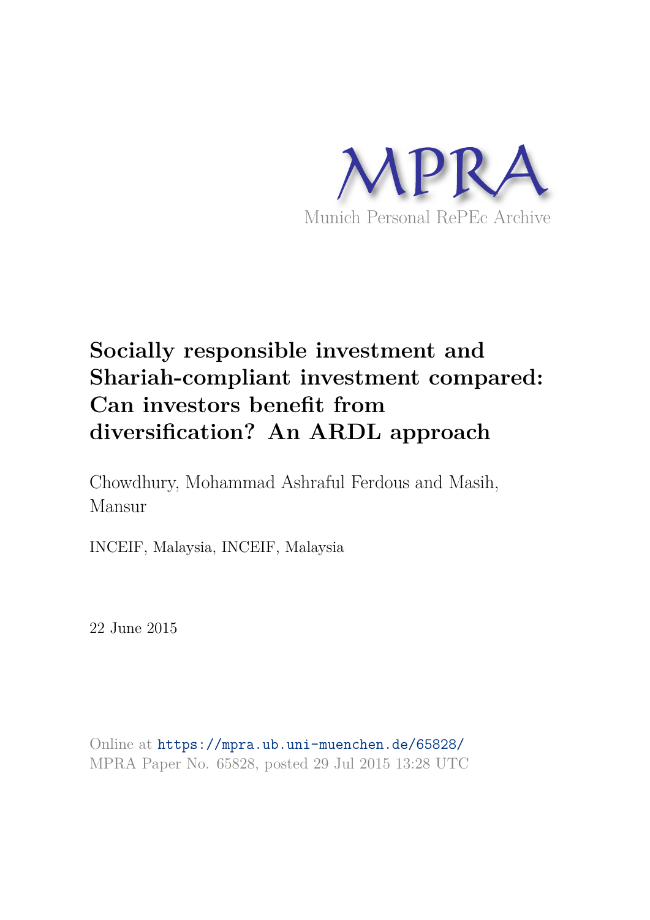MPRA

Munich Personal RePEc Archive

# Socially responsible investment and Shariah-compliant investment compared: Can investors benefit from diversification? An ARDL approach

Chowdhury, Mohammad Ashraful Ferdous and Masih, Mansur

INCEIF, Malaysia, INCEIF, Malaysia

22 June 2015

Online at https://mpra.ub.uni-muenchen.de/65828/
MPRA Paper No. 65828, posted 29 Jul 2015 13:28 UTC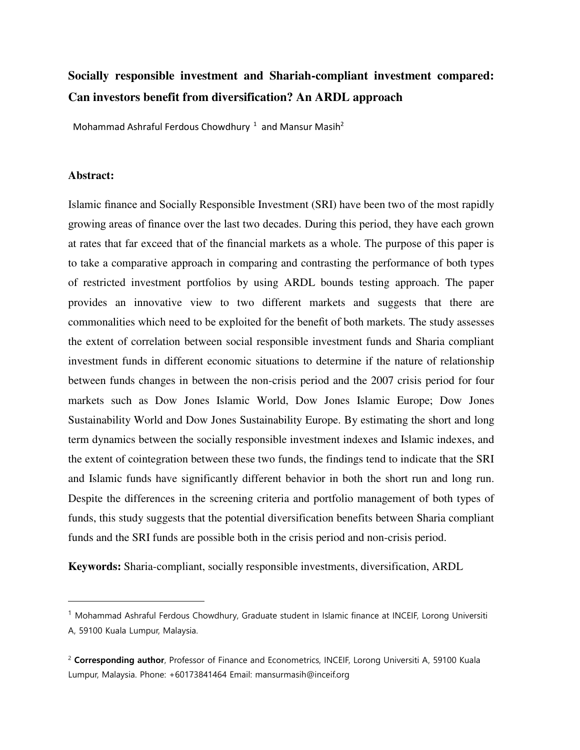# Socially responsible investment and Shariah-compliant investment compared: Can investors benefit from diversification? An ARDL approach

Mohammad Ashraful Ferdous Chowdhury [1] and Mansur Masih[2]

### Abstract:

Islamic finance and Socially Responsible Investment (SRI) have been two of the most rapidly growing areas of finance over the last two decades. During this period, they have each grown at rates that far exceed that of the financial markets as a whole. The purpose of this paper is to take a comparative approach in comparing and contrasting the performance of both types of restricted investment portfolios by using ARDL bounds testing approach. The paper provides an innovative view to two different markets and suggests that there are commonalities which need to be exploited for the benefit of both markets. The study assesses the extent of correlation between social responsible investment funds and Sharia compliant investment funds in different economic situations to determine if the nature of relationship between funds changes in between the non-crisis period and the 2007 crisis period for four markets such as Dow Jones Islamic World, Dow Jones Islamic Europe; Dow Jones Sustainability World and Dow Jones Sustainability Europe. By estimating the short and long term dynamics between the socially responsible investment indexes and Islamic indexes, and the extent of cointegration between these two funds, the findings tend to indicate that the SRI and Islamic funds have significantly different behavior in both the short run and long run. Despite the differences in the screening criteria and portfolio management of both types of funds, this study suggests that the potential diversification benefits between Sharia compliant funds and the SRI funds are possible both in the crisis period and non-crisis period.

**Keywords:** Sharia-compliant, socially responsible investments, diversification, ARDL

---

[1] Mohammad Ashraful Ferdous Chowdhury, Graduate student in Islamic finance at INCEIF, Lorong Universiti A, 59100 Kuala Lumpur, Malaysia.

[2] **Corresponding author**, Professor of Finance and Econometrics, INCEIF, Lorong Universiti A, 59100 Kuala Lumpur, Malaysia. Phone: +60173841464 Email: mansurmasih@inceif.org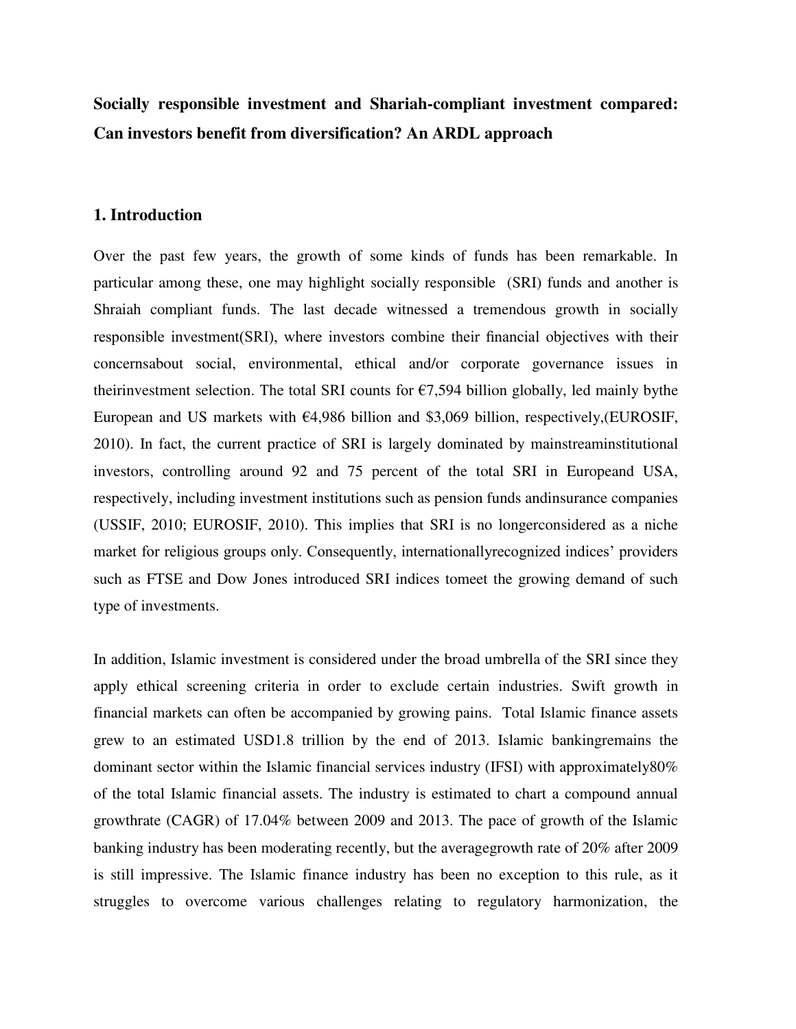**Socially responsible investment and Shariah-compliant investment compared: Can investors benefit from diversification? An ARDL approach**

## 1. Introduction

Over the past few years, the growth of some kinds of funds has been remarkable. In particular among these, one may highlight socially responsible (SRI) funds and another is Shraiah compliant funds. The last decade witnessed a tremendous growth in socially responsible investment(SRI), where investors combine their financial objectives with their concernsabout social, environmental, ethical and/or corporate governance issues in theirinvestment selection. The total SRI counts for €7,594 billion globally, led mainly bythe European and US markets with €4,986 billion and $3,069 billion, respectively,(EUROSIF, 2010). In fact, the current practice of SRI is largely dominated by mainstreaminstitutional investors, controlling around 92 and 75 percent of the total SRI in Europeand USA, respectively, including investment institutions such as pension funds andinsurance companies (USSIF, 2010; EUROSIF, 2010). This implies that SRI is no longerconsidered as a niche market for religious groups only. Consequently, internationallyrecognized indices' providers such as FTSE and Dow Jones introduced SRI indices tomeet the growing demand of such type of investments.

In addition, Islamic investment is considered under the broad umbrella of the SRI since they apply ethical screening criteria in order to exclude certain industries. Swift growth in financial markets can often be accompanied by growing pains. Total Islamic finance assets grew to an estimated USD1.8 trillion by the end of 2013. Islamic bankingremains the dominant sector within the Islamic financial services industry (IFSI) with approximately80% of the total Islamic financial assets. The industry is estimated to chart a compound annual growthrate (CAGR) of 17.04% between 2009 and 2013. The pace of growth of the Islamic banking industry has been moderating recently, but the averagegrowth rate of 20% after 2009 is still impressive. The Islamic finance industry has been no exception to this rule, as it struggles to overcome various challenges relating to regulatory harmonization, the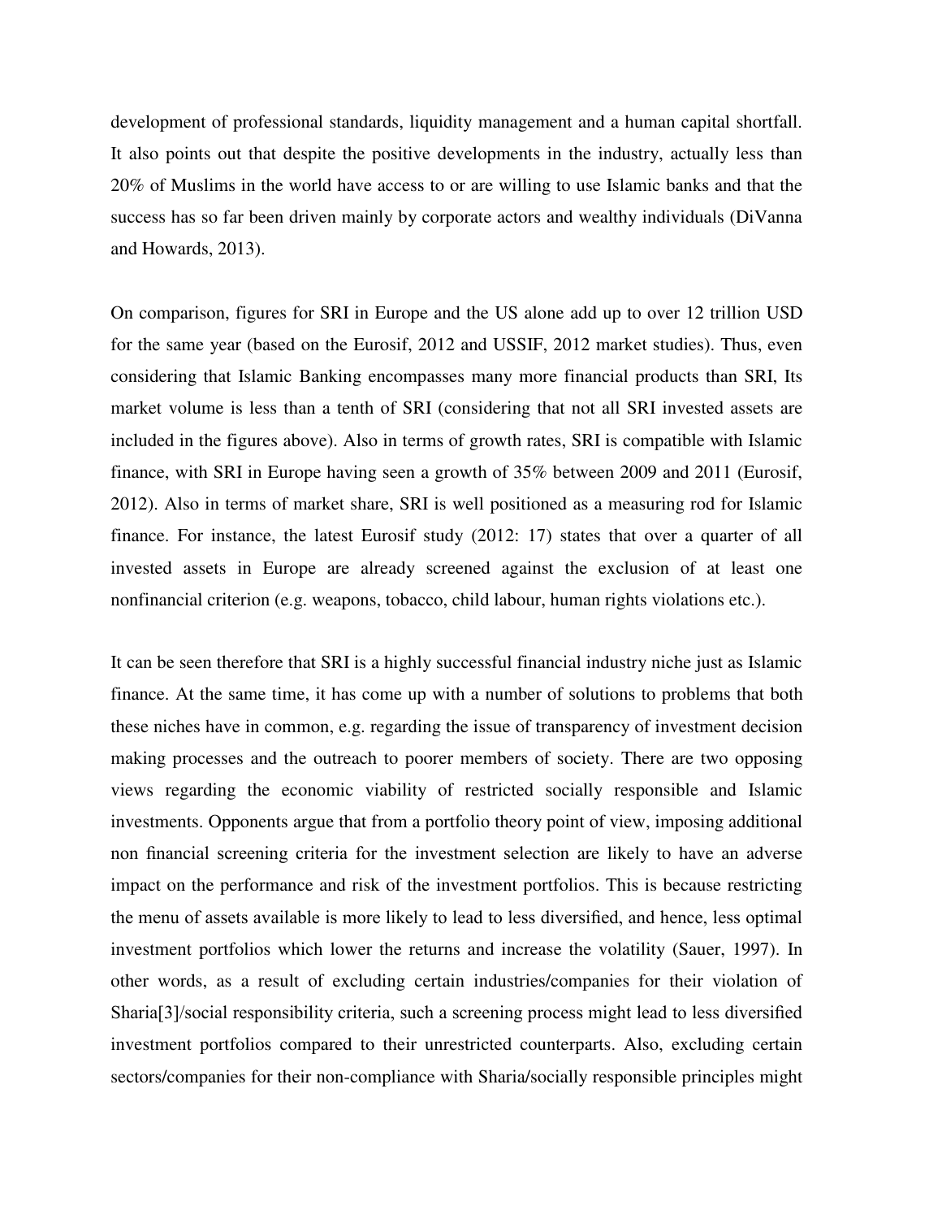development of professional standards, liquidity management and a human capital shortfall. It also points out that despite the positive developments in the industry, actually less than 20% of Muslims in the world have access to or are willing to use Islamic banks and that the success has so far been driven mainly by corporate actors and wealthy individuals (DiVanna and Howards, 2013).

On comparison, figures for SRI in Europe and the US alone add up to over 12 trillion USD for the same year (based on the Eurosif, 2012 and USSIF, 2012 market studies). Thus, even considering that Islamic Banking encompasses many more financial products than SRI, Its market volume is less than a tenth of SRI (considering that not all SRI invested assets are included in the figures above). Also in terms of growth rates, SRI is compatible with Islamic finance, with SRI in Europe having seen a growth of 35% between 2009 and 2011 (Eurosif, 2012). Also in terms of market share, SRI is well positioned as a measuring rod for Islamic finance. For instance, the latest Eurosif study (2012: 17) states that over a quarter of all invested assets in Europe are already screened against the exclusion of at least one nonfinancial criterion (e.g. weapons, tobacco, child labour, human rights violations etc.).

It can be seen therefore that SRI is a highly successful financial industry niche just as Islamic finance. At the same time, it has come up with a number of solutions to problems that both these niches have in common, e.g. regarding the issue of transparency of investment decision making processes and the outreach to poorer members of society. There are two opposing views regarding the economic viability of restricted socially responsible and Islamic investments. Opponents argue that from a portfolio theory point of view, imposing additional non financial screening criteria for the investment selection are likely to have an adverse impact on the performance and risk of the investment portfolios. This is because restricting the menu of assets available is more likely to lead to less diversified, and hence, less optimal investment portfolios which lower the returns and increase the volatility (Sauer, 1997). In other words, as a result of excluding certain industries/companies for their violation of Sharia[3]/social responsibility criteria, such a screening process might lead to less diversified investment portfolios compared to their unrestricted counterparts. Also, excluding certain sectors/companies for their non-compliance with Sharia/socially responsible principles might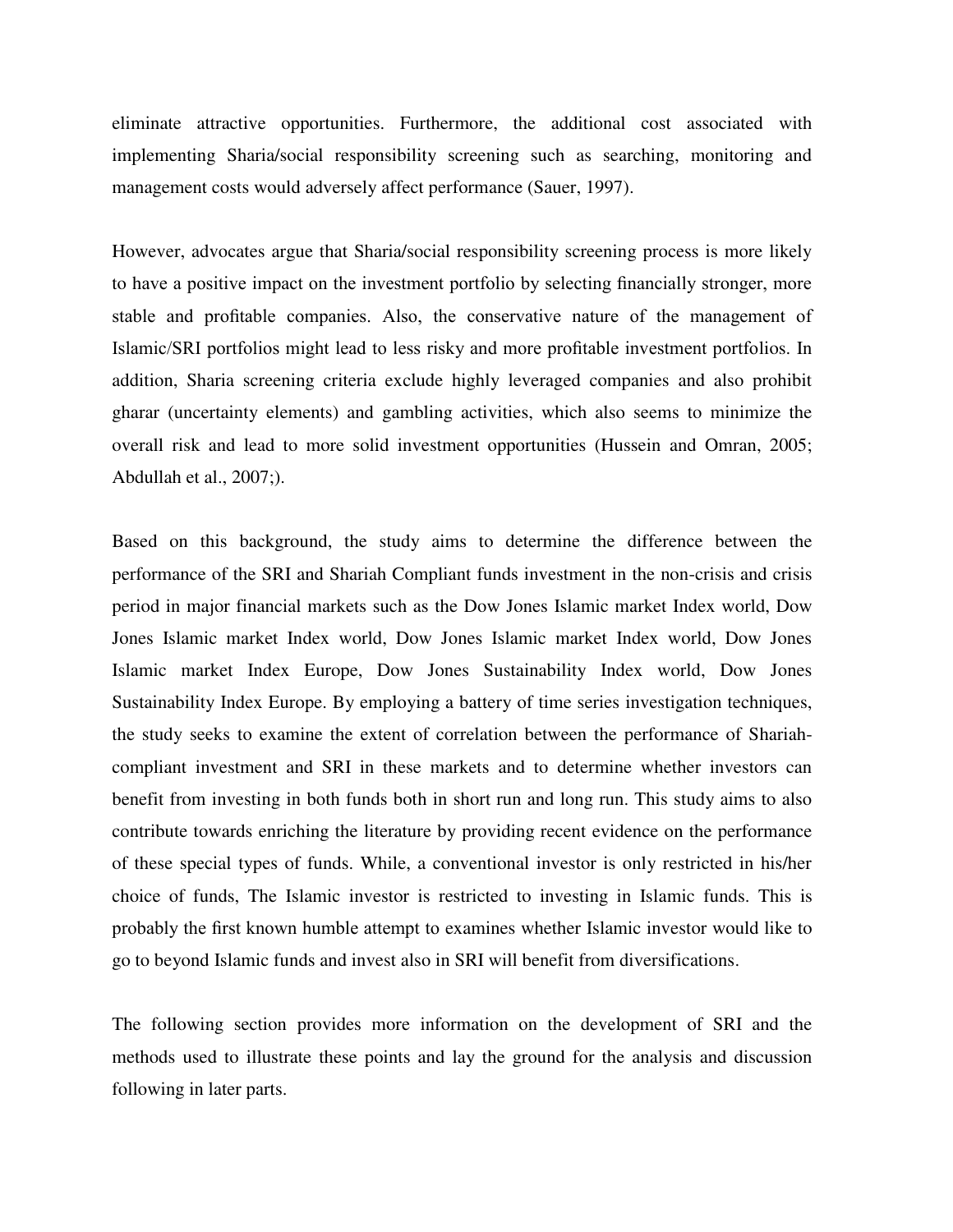eliminate attractive opportunities. Furthermore, the additional cost associated with implementing Sharia/social responsibility screening such as searching, monitoring and management costs would adversely affect performance (Sauer, 1997).

However, advocates argue that Sharia/social responsibility screening process is more likely to have a positive impact on the investment portfolio by selecting financially stronger, more stable and profitable companies. Also, the conservative nature of the management of Islamic/SRI portfolios might lead to less risky and more profitable investment portfolios. In addition, Sharia screening criteria exclude highly leveraged companies and also prohibit gharar (uncertainty elements) and gambling activities, which also seems to minimize the overall risk and lead to more solid investment opportunities (Hussein and Omran, 2005; Abdullah et al., 2007;).

Based on this background, the study aims to determine the difference between the performance of the SRI and Shariah Compliant funds investment in the non-crisis and crisis period in major financial markets such as the Dow Jones Islamic market Index world, Dow Jones Islamic market Index world, Dow Jones Islamic market Index world, Dow Jones Islamic market Index Europe, Dow Jones Sustainability Index world, Dow Jones Sustainability Index Europe. By employing a battery of time series investigation techniques, the study seeks to examine the extent of correlation between the performance of Shariah-compliant investment and SRI in these markets and to determine whether investors can benefit from investing in both funds both in short run and long run. This study aims to also contribute towards enriching the literature by providing recent evidence on the performance of these special types of funds. While, a conventional investor is only restricted in his/her choice of funds, The Islamic investor is restricted to investing in Islamic funds. This is probably the first known humble attempt to examines whether Islamic investor would like to go to beyond Islamic funds and invest also in SRI will benefit from diversifications.

The following section provides more information on the development of SRI and the methods used to illustrate these points and lay the ground for the analysis and discussion following in later parts.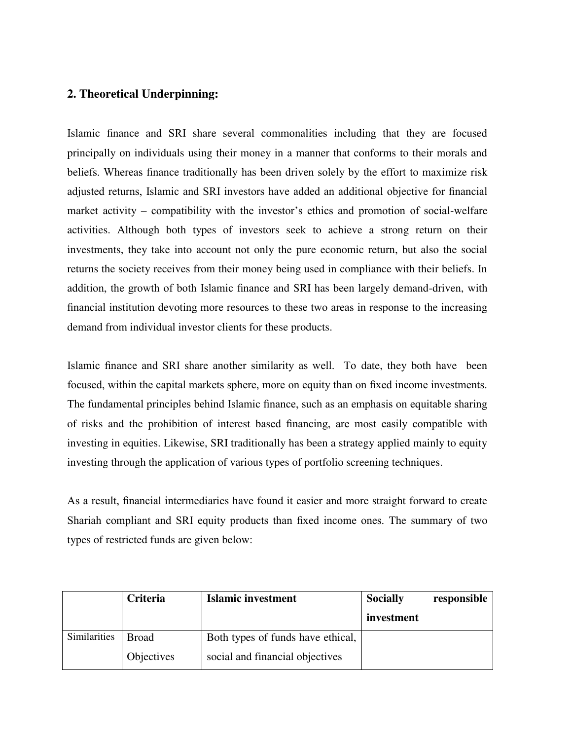## 2. Theoretical Underpinning:

Islamic finance and SRI share several commonalities including that they are focused principally on individuals using their money in a manner that conforms to their morals and beliefs. Whereas finance traditionally has been driven solely by the effort to maximize risk adjusted returns, Islamic and SRI investors have added an additional objective for financial market activity – compatibility with the investor's ethics and promotion of social-welfare activities. Although both types of investors seek to achieve a strong return on their investments, they take into account not only the pure economic return, but also the social returns the society receives from their money being used in compliance with their beliefs. In addition, the growth of both Islamic finance and SRI has been largely demand-driven, with financial institution devoting more resources to these two areas in response to the increasing demand from individual investor clients for these products.

Islamic finance and SRI share another similarity as well. To date, they both have been focused, within the capital markets sphere, more on equity than on fixed income investments. The fundamental principles behind Islamic finance, such as an emphasis on equitable sharing of risks and the prohibition of interest based financing, are most easily compatible with investing in equities. Likewise, SRI traditionally has been a strategy applied mainly to equity investing through the application of various types of portfolio screening techniques.

As a result, financial intermediaries have found it easier and more straight forward to create Shariah compliant and SRI equity products than fixed income ones. The summary of two types of restricted funds are given below:

| | Criteria | Islamic investment | Socially responsible investment |
|---|---|---|---|
| Similarities | Broad Objectives | Both types of funds have ethical, social and financial objectives | |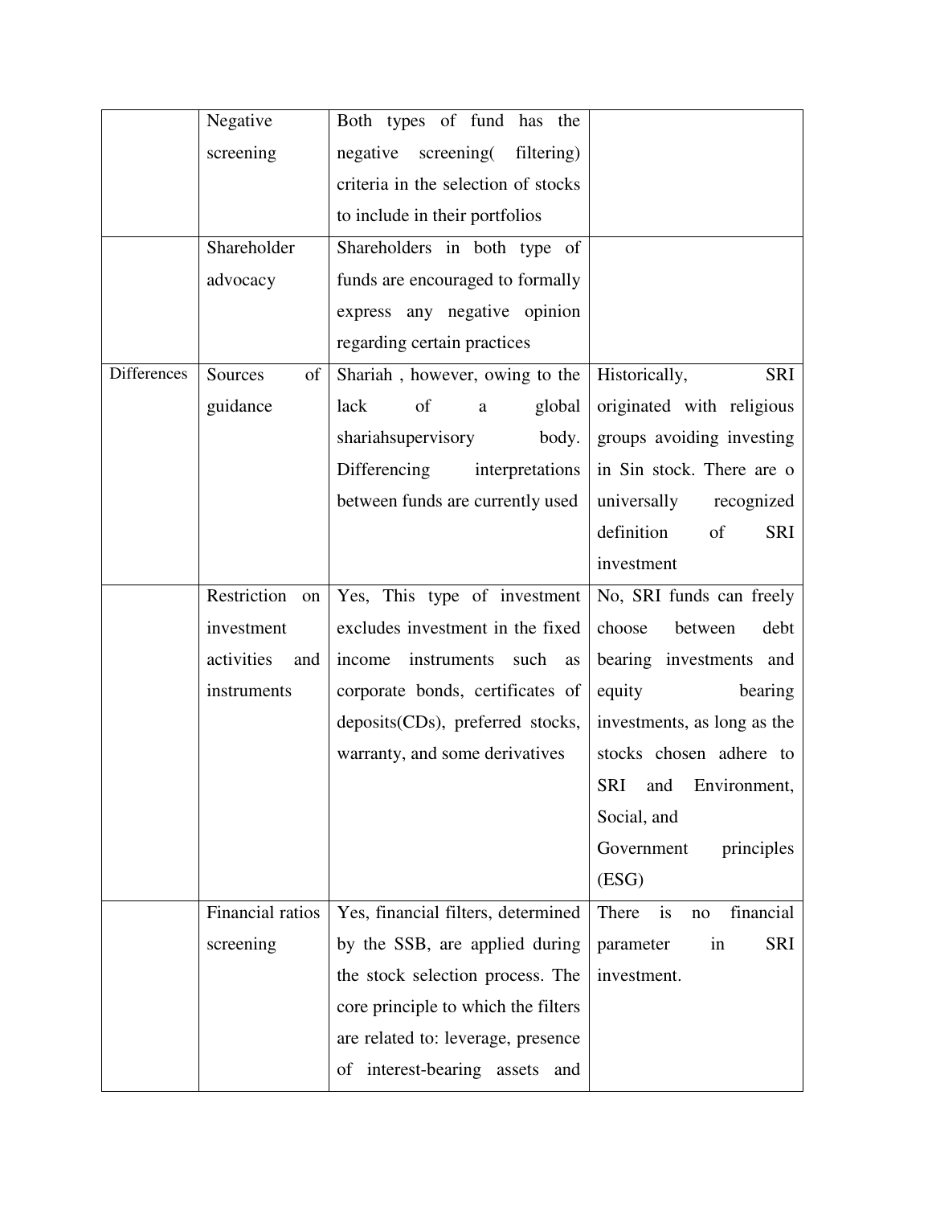| | | | |
|---|---|---|---|
| | Negative screening | Both types of fund has the negative screening( filtering) criteria in the selection of stocks to include in their portfolios | |
| | Shareholder advocacy | Shareholders in both type of funds are encouraged to formally express any negative opinion regarding certain practices | |
| Differences | Sources of guidance | Shariah , however, owing to the lack of a global shariahsupervisory body. Differencing interpretations between funds are currently used | Historically, SRI originated with religious groups avoiding investing in Sin stock. There are o universally recognized definition of SRI investment |
| | Restriction on investment activities and instruments | Yes, This type of investment excludes investment in the fixed income instruments such as corporate bonds, certificates of deposits(CDs), preferred stocks, warranty, and some derivatives | No, SRI funds can freely choose between debt bearing investments and equity bearing investments, as long as the stocks chosen adhere to SRI and Environment, Social, and Government principles (ESG) |
| | Financial ratios screening | Yes, financial filters, determined by the SSB, are applied during the stock selection process. The core principle to which the filters are related to: leverage, presence of interest-bearing assets and | There is no financial parameter in SRI investment. |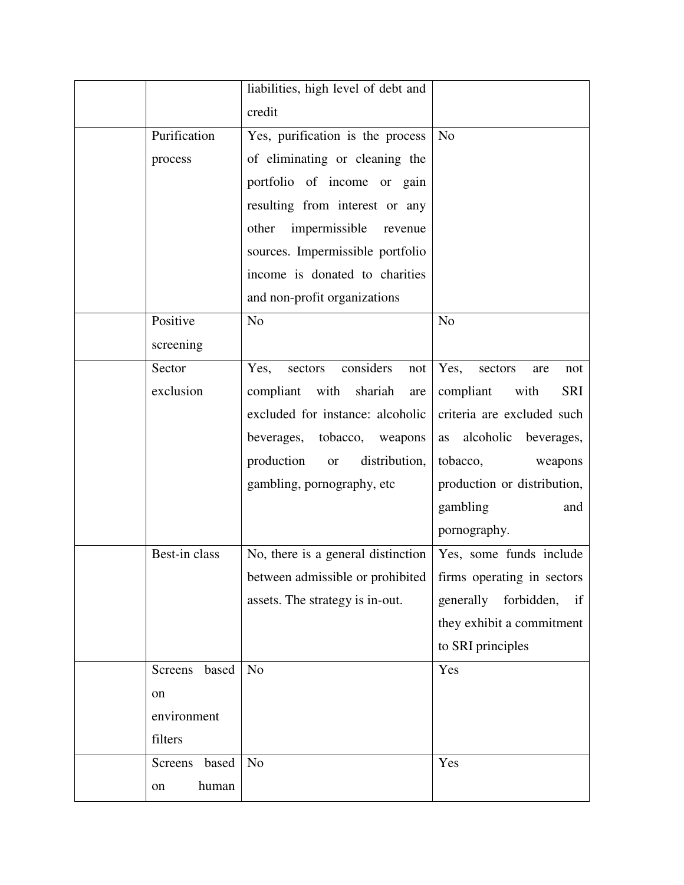| | | | |
|---|---|---|---|
| | | liabilities, high level of debt and credit | |
| | Purification process | Yes, purification is the process of eliminating or cleaning the portfolio of income or gain resulting from interest or any other impermissible revenue sources. Impermissible portfolio income is donated to charities and non-profit organizations | No |
| | Positive screening | No | No |
| | Sector exclusion | Yes, sectors considers not compliant with shariah are excluded for instance: alcoholic beverages, tobacco, weapons production or distribution, gambling, pornography, etc | Yes, sectors are not compliant with SRI criteria are excluded such as alcoholic beverages, tobacco, weapons production or distribution, gambling and pornography. |
| | Best-in class | No, there is a general distinction between admissible or prohibited assets. The strategy is in-out. | Yes, some funds include firms operating in sectors generally forbidden, if they exhibit a commitment to SRI principles |
| | Screens based on environment filters | No | Yes |
| | Screens based on human | No | Yes |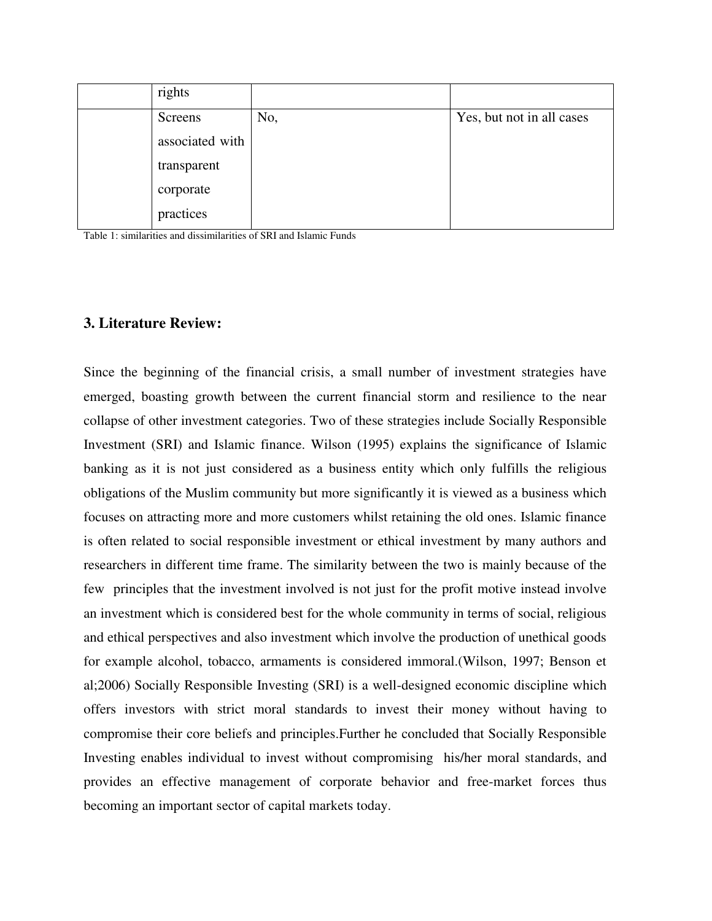| | | | |
|---|---|---|---|
| | rights | | |
| | Screens associated with transparent corporate practices | No, | Yes, but not in all cases |

Table 1: similarities and dissimilarities of SRI and Islamic Funds

## 3. Literature Review:

Since the beginning of the financial crisis, a small number of investment strategies have emerged, boasting growth between the current financial storm and resilience to the near collapse of other investment categories. Two of these strategies include Socially Responsible Investment (SRI) and Islamic finance. Wilson (1995) explains the significance of Islamic banking as it is not just considered as a business entity which only fulfills the religious obligations of the Muslim community but more significantly it is viewed as a business which focuses on attracting more and more customers whilst retaining the old ones. Islamic finance is often related to social responsible investment or ethical investment by many authors and researchers in different time frame. The similarity between the two is mainly because of the few principles that the investment involved is not just for the profit motive instead involve an investment which is considered best for the whole community in terms of social, religious and ethical perspectives and also investment which involve the production of unethical goods for example alcohol, tobacco, armaments is considered immoral.(Wilson, 1997; Benson et al;2006) Socially Responsible Investing (SRI) is a well-designed economic discipline which offers investors with strict moral standards to invest their money without having to compromise their core beliefs and principles.Further he concluded that Socially Responsible Investing enables individual to invest without compromising his/her moral standards, and provides an effective management of corporate behavior and free-market forces thus becoming an important sector of capital markets today.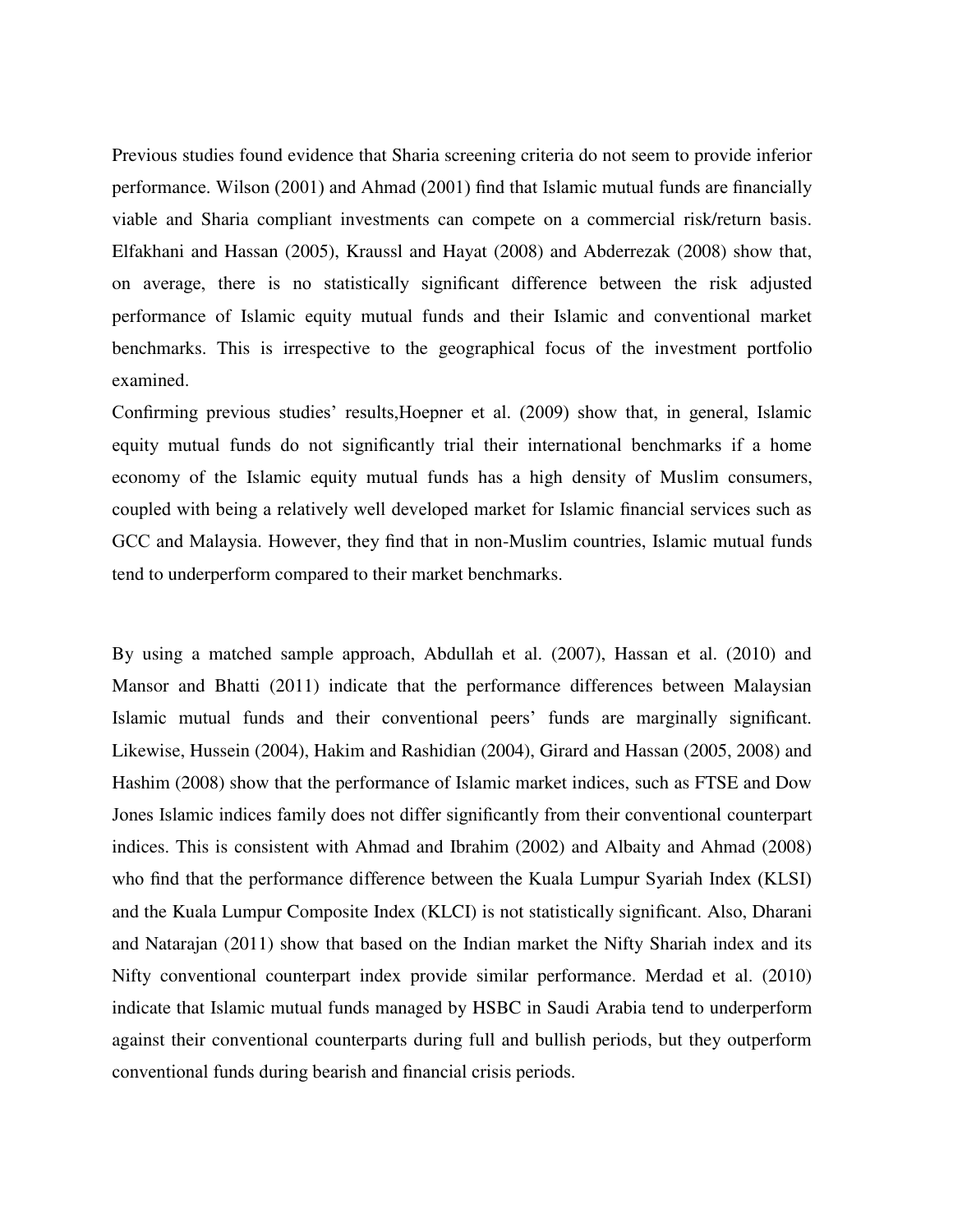Previous studies found evidence that Sharia screening criteria do not seem to provide inferior performance. Wilson (2001) and Ahmad (2001) find that Islamic mutual funds are financially viable and Sharia compliant investments can compete on a commercial risk/return basis. Elfakhani and Hassan (2005), Kraussl and Hayat (2008) and Abderrezak (2008) show that, on average, there is no statistically significant difference between the risk adjusted performance of Islamic equity mutual funds and their Islamic and conventional market benchmarks. This is irrespective to the geographical focus of the investment portfolio examined.

Confirming previous studies' results,Hoepner et al. (2009) show that, in general, Islamic equity mutual funds do not significantly trial their international benchmarks if a home economy of the Islamic equity mutual funds has a high density of Muslim consumers, coupled with being a relatively well developed market for Islamic financial services such as GCC and Malaysia. However, they find that in non-Muslim countries, Islamic mutual funds tend to underperform compared to their market benchmarks.

By using a matched sample approach, Abdullah et al. (2007), Hassan et al. (2010) and Mansor and Bhatti (2011) indicate that the performance differences between Malaysian Islamic mutual funds and their conventional peers' funds are marginally significant. Likewise, Hussein (2004), Hakim and Rashidian (2004), Girard and Hassan (2005, 2008) and Hashim (2008) show that the performance of Islamic market indices, such as FTSE and Dow Jones Islamic indices family does not differ significantly from their conventional counterpart indices. This is consistent with Ahmad and Ibrahim (2002) and Albaity and Ahmad (2008) who find that the performance difference between the Kuala Lumpur Syariah Index (KLSI) and the Kuala Lumpur Composite Index (KLCI) is not statistically significant. Also, Dharani and Natarajan (2011) show that based on the Indian market the Nifty Shariah index and its Nifty conventional counterpart index provide similar performance. Merdad et al. (2010) indicate that Islamic mutual funds managed by HSBC in Saudi Arabia tend to underperform against their conventional counterparts during full and bullish periods, but they outperform conventional funds during bearish and financial crisis periods.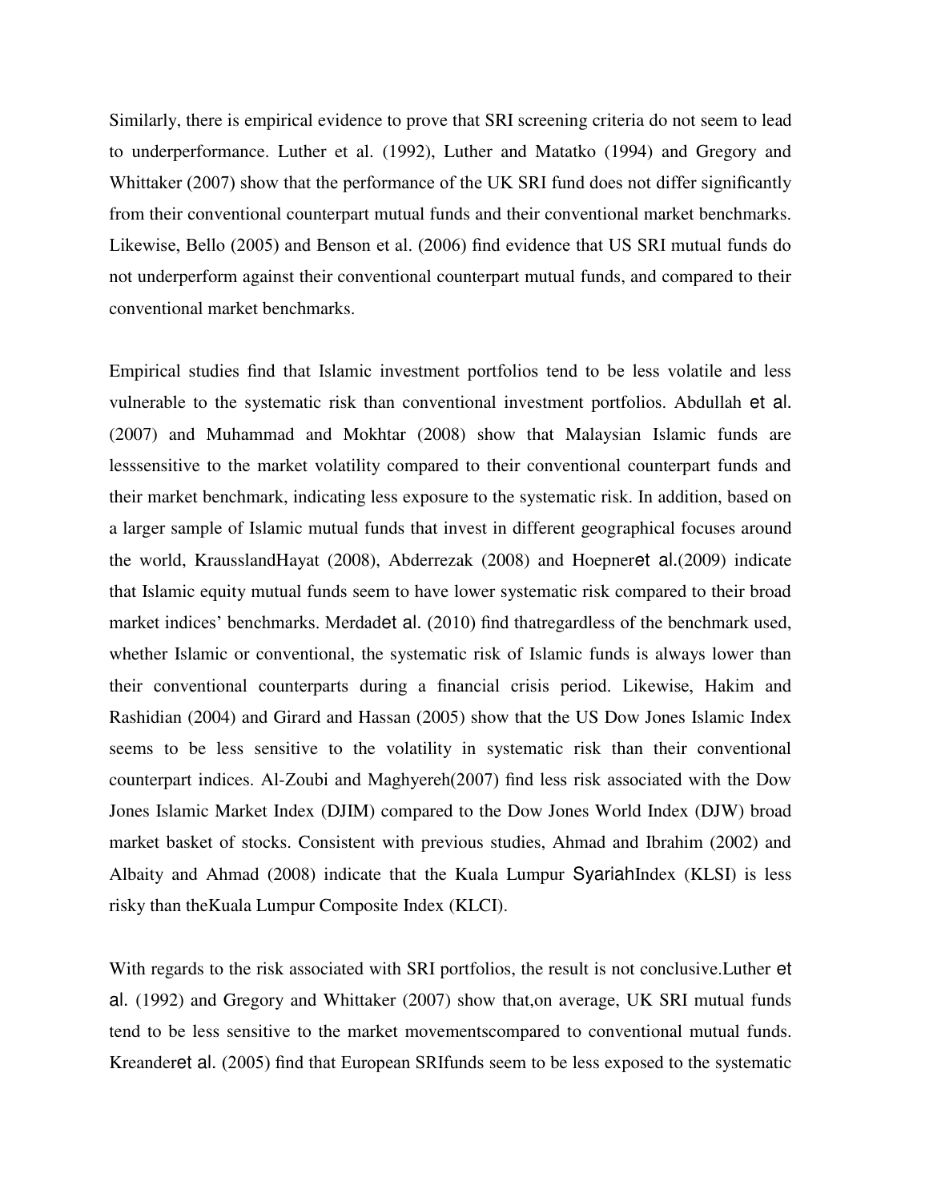Similarly, there is empirical evidence to prove that SRI screening criteria do not seem to lead to underperformance. Luther et al. (1992), Luther and Matatko (1994) and Gregory and Whittaker (2007) show that the performance of the UK SRI fund does not differ significantly from their conventional counterpart mutual funds and their conventional market benchmarks. Likewise, Bello (2005) and Benson et al. (2006) find evidence that US SRI mutual funds do not underperform against their conventional counterpart mutual funds, and compared to their conventional market benchmarks.

Empirical studies find that Islamic investment portfolios tend to be less volatile and less vulnerable to the systematic risk than conventional investment portfolios. Abdullah et al. (2007) and Muhammad and Mokhtar (2008) show that Malaysian Islamic funds are lesssensitive to the market volatility compared to their conventional counterpart funds and their market benchmark, indicating less exposure to the systematic risk. In addition, based on a larger sample of Islamic mutual funds that invest in different geographical focuses around the world, KrausslandHayat (2008), Abderrezak (2008) and Hoepneret al.(2009) indicate that Islamic equity mutual funds seem to have lower systematic risk compared to their broad market indices' benchmarks. Merdadet al. (2010) find thatregardless of the benchmark used, whether Islamic or conventional, the systematic risk of Islamic funds is always lower than their conventional counterparts during a financial crisis period. Likewise, Hakim and Rashidian (2004) and Girard and Hassan (2005) show that the US Dow Jones Islamic Index seems to be less sensitive to the volatility in systematic risk than their conventional counterpart indices. Al-Zoubi and Maghyereh(2007) find less risk associated with the Dow Jones Islamic Market Index (DJIM) compared to the Dow Jones World Index (DJW) broad market basket of stocks. Consistent with previous studies, Ahmad and Ibrahim (2002) and Albaity and Ahmad (2008) indicate that the Kuala Lumpur SyariahIndex (KLSI) is less risky than theKuala Lumpur Composite Index (KLCI).

With regards to the risk associated with SRI portfolios, the result is not conclusive.Luther et al. (1992) and Gregory and Whittaker (2007) show that,on average, UK SRI mutual funds tend to be less sensitive to the market movementscompared to conventional mutual funds. Kreanderet al. (2005) find that European SRIfunds seem to be less exposed to the systematic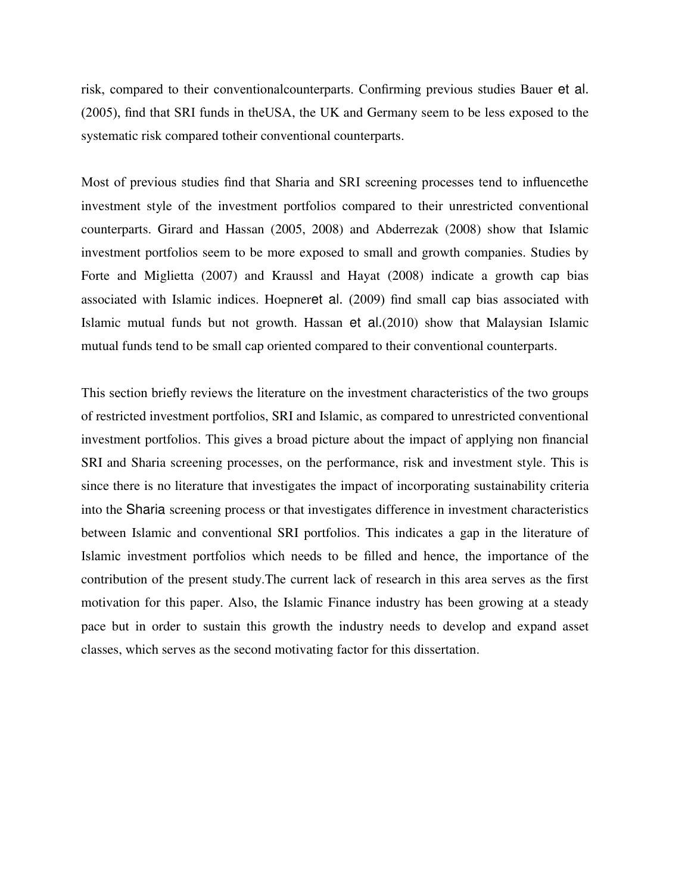risk, compared to their conventionalcounterparts. Confirming previous studies Bauer et al. (2005), find that SRI funds in theUSA, the UK and Germany seem to be less exposed to the systematic risk compared totheir conventional counterparts.

Most of previous studies find that Sharia and SRI screening processes tend to influencethe investment style of the investment portfolios compared to their unrestricted conventional counterparts. Girard and Hassan (2005, 2008) and Abderrezak (2008) show that Islamic investment portfolios seem to be more exposed to small and growth companies. Studies by Forte and Miglietta (2007) and Kraussl and Hayat (2008) indicate a growth cap bias associated with Islamic indices. Hoepneret al. (2009) find small cap bias associated with Islamic mutual funds but not growth. Hassan et al.(2010) show that Malaysian Islamic mutual funds tend to be small cap oriented compared to their conventional counterparts.

This section briefly reviews the literature on the investment characteristics of the two groups of restricted investment portfolios, SRI and Islamic, as compared to unrestricted conventional investment portfolios. This gives a broad picture about the impact of applying non financial SRI and Sharia screening processes, on the performance, risk and investment style. This is since there is no literature that investigates the impact of incorporating sustainability criteria into the Sharia screening process or that investigates difference in investment characteristics between Islamic and conventional SRI portfolios. This indicates a gap in the literature of Islamic investment portfolios which needs to be filled and hence, the importance of the contribution of the present study.The current lack of research in this area serves as the first motivation for this paper. Also, the Islamic Finance industry has been growing at a steady pace but in order to sustain this growth the industry needs to develop and expand asset classes, which serves as the second motivating factor for this dissertation.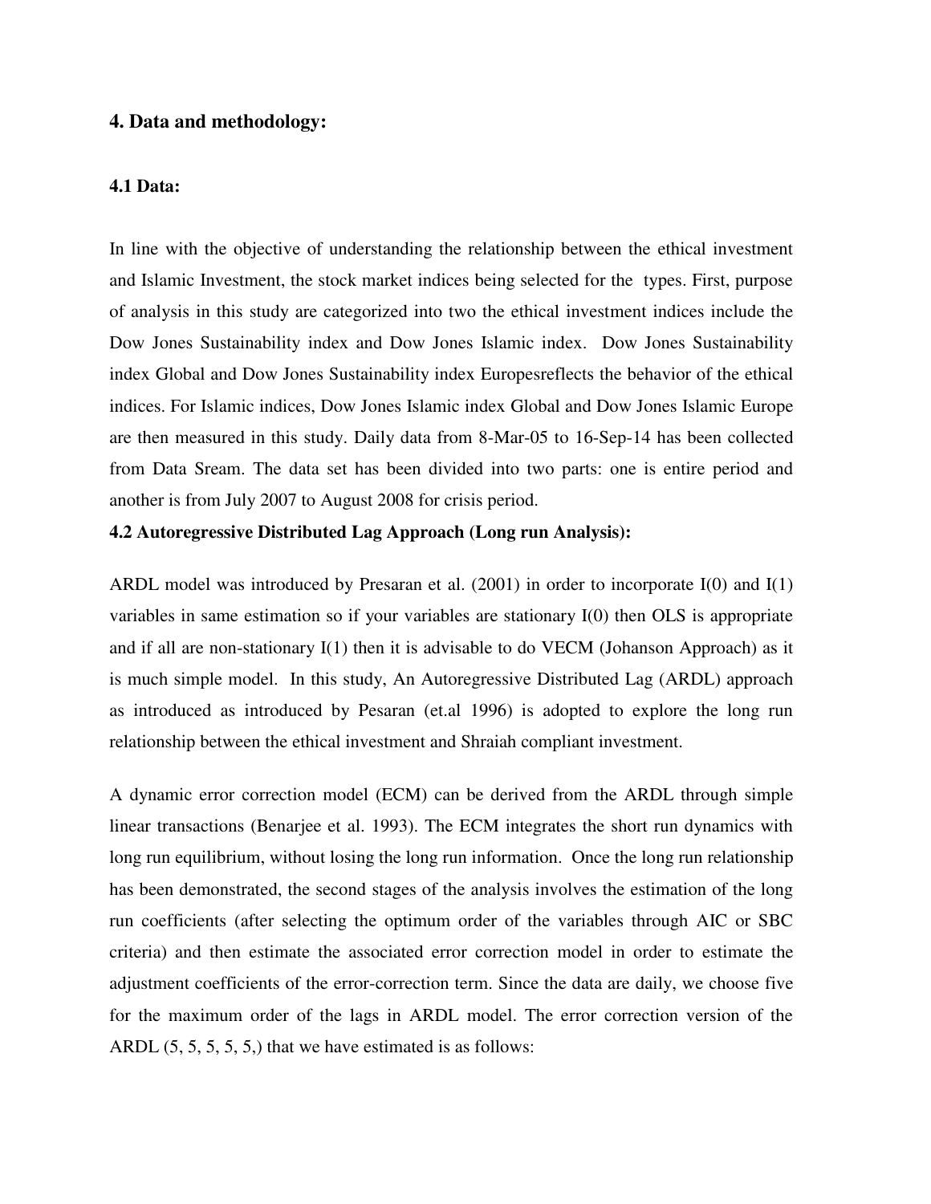## 4. Data and methodology:

### 4.1 Data:

In line with the objective of understanding the relationship between the ethical investment and Islamic Investment, the stock market indices being selected for the types. First, purpose of analysis in this study are categorized into two the ethical investment indices include the Dow Jones Sustainability index and Dow Jones Islamic index. Dow Jones Sustainability index Global and Dow Jones Sustainability index Europesreflects the behavior of the ethical indices. For Islamic indices, Dow Jones Islamic index Global and Dow Jones Islamic Europe are then measured in this study. Daily data from 8-Mar-05 to 16-Sep-14 has been collected from Data Sream. The data set has been divided into two parts: one is entire period and another is from July 2007 to August 2008 for crisis period.

### 4.2 Autoregressive Distributed Lag Approach (Long run Analysis):

ARDL model was introduced by Presaran et al. (2001) in order to incorporate I(0) and I(1) variables in same estimation so if your variables are stationary I(0) then OLS is appropriate and if all are non-stationary I(1) then it is advisable to do VECM (Johanson Approach) as it is much simple model. In this study, An Autoregressive Distributed Lag (ARDL) approach as introduced as introduced by Pesaran (et.al 1996) is adopted to explore the long run relationship between the ethical investment and Shraiah compliant investment.

A dynamic error correction model (ECM) can be derived from the ARDL through simple linear transactions (Benarjee et al. 1993). The ECM integrates the short run dynamics with long run equilibrium, without losing the long run information. Once the long run relationship has been demonstrated, the second stages of the analysis involves the estimation of the long run coefficients (after selecting the optimum order of the variables through AIC or SBC criteria) and then estimate the associated error correction model in order to estimate the adjustment coefficients of the error-correction term. Since the data are daily, we choose five for the maximum order of the lags in ARDL model. The error correction version of the ARDL (5, 5, 5, 5, 5,) that we have estimated is as follows: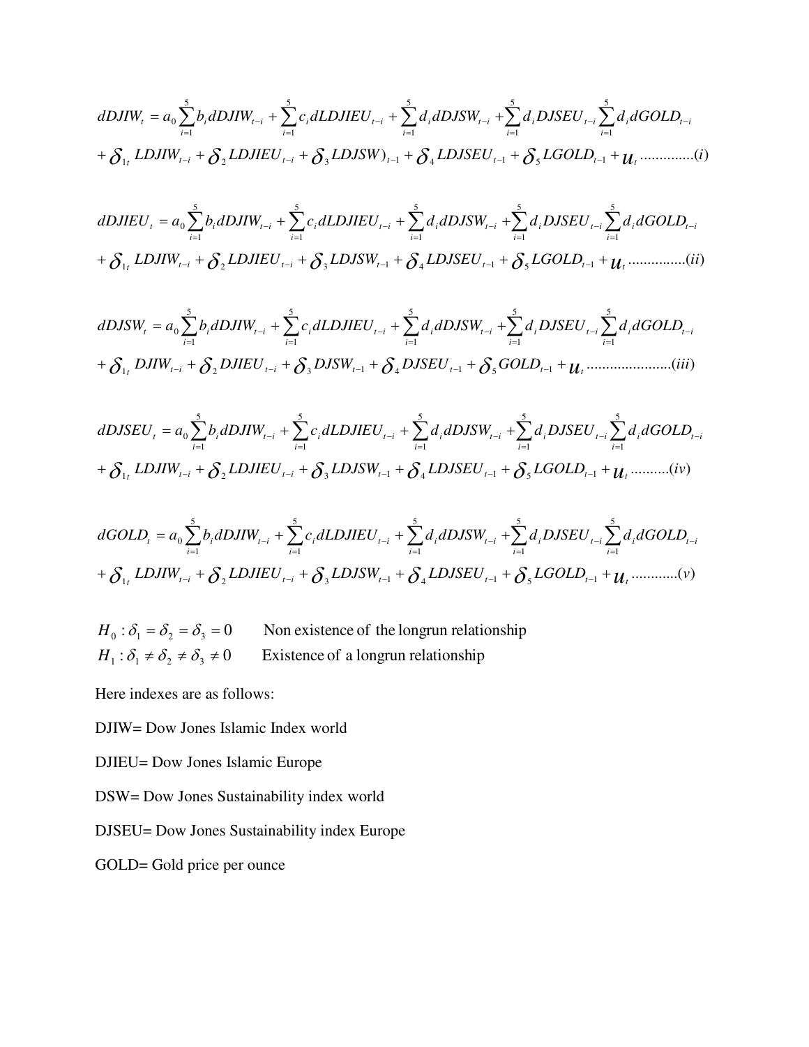$$dDJIW_t = a_0 \sum_{i=1}^{5} b_i dDJIW_{t-i} + \sum_{i=1}^{5} c_i dLDJIEU_{t-i} + \sum_{i=1}^{5} d_i dDJSW_{t-i} + \sum_{i=1}^{5} d_i DJSEU_{t-i} \sum_{i=1}^{5} d_i dGOLD_{t-i}$$
$$+ \delta_{1_t} LDJIW_{t-i} + \delta_2 LDJIEU_{t-i} + \delta_3 LDJSW)_{t-1} + \delta_4 LDJSEU_{t-1} + \delta_5 LGOLD_{t-1} + u_t \text{ .............}(i)$$

$$dDJIEU_t = a_0 \sum_{i=1}^{5} b_i dDJIW_{t-i} + \sum_{i=1}^{5} c_i dLDJIEU_{t-i} + \sum_{i=1}^{5} d_i dDJSW_{t-i} + \sum_{i=1}^{5} d_i DJSEU_{t-i} \sum_{i=1}^{5} d_i dGOLD_{t-i}$$
$$+ \delta_{1_t} LDJIW_{t-i} + \delta_2 LDJIEU_{t-i} + \delta_3 LDJSW_{t-1} + \delta_4 LDJSEU_{t-1} + \delta_5 LGOLD_{t-1} + u_t \text{ ..............}(ii)$$

$$dDJSW_t = a_0 \sum_{i=1}^{5} b_i dDJIW_{t-i} + \sum_{i=1}^{5} c_i dLDJIEU_{t-i} + \sum_{i=1}^{5} d_i dDJSW_{t-i} + \sum_{i=1}^{5} d_i DJSEU_{t-i} \sum_{i=1}^{5} d_i dGOLD_{t-i}$$
$$+ \delta_{1_t} DJIW_{t-i} + \delta_2 DJIEU_{t-i} + \delta_3 DJSW_{t-1} + \delta_4 DJSEU_{t-1} + \delta_5 GOLD_{t-1} + u_t \text{ ......................}(iii)$$

$$dDJSEU_t = a_0 \sum_{i=1}^{5} b_i dDJIW_{t-i} + \sum_{i=1}^{5} c_i dLDJIEU_{t-i} + \sum_{i=1}^{5} d_i dDJSW_{t-i} + \sum_{i=1}^{5} d_i DJSEU_{t-i} \sum_{i=1}^{5} d_i dGOLD_{t-i}$$
$$+ \delta_{1_t} LDJIW_{t-i} + \delta_2 LDJIEU_{t-i} + \delta_3 LDJSW_{t-1} + \delta_4 LDJSEU_{t-1} + \delta_5 LGOLD_{t-1} + u_t \text{ .........}(iv)$$

$$dGOLD_t = a_0 \sum_{i=1}^{5} b_i dDJIW_{t-i} + \sum_{i=1}^{5} c_i dLDJIEU_{t-i} + \sum_{i=1}^{5} d_i dDJSW_{t-i} + \sum_{i=1}^{5} d_i DJSEU_{t-i} \sum_{i=1}^{5} d_i dGOLD_{t-i}$$
$$+ \delta_{1_t} LDJIW_{t-i} + \delta_2 LDJIEU_{t-i} + \delta_3 LDJSW_{t-1} + \delta_4 LDJSEU_{t-1} + \delta_5 LGOLD_{t-1} + u_t \text{ ...........}(v)$$

$H_0 : \delta_1 = \delta_2 = \delta_3 = 0$ Non existence of the longrun relationship

$H_1 : \delta_1 \neq \delta_2 \neq \delta_3 \neq 0$ Existence of a longrun relationship

Here indexes are as follows:

DJIW= Dow Jones Islamic Index world

DJIEU= Dow Jones Islamic Europe

DSW= Dow Jones Sustainability index world

DJSEU= Dow Jones Sustainability index Europe

GOLD= Gold price per ounce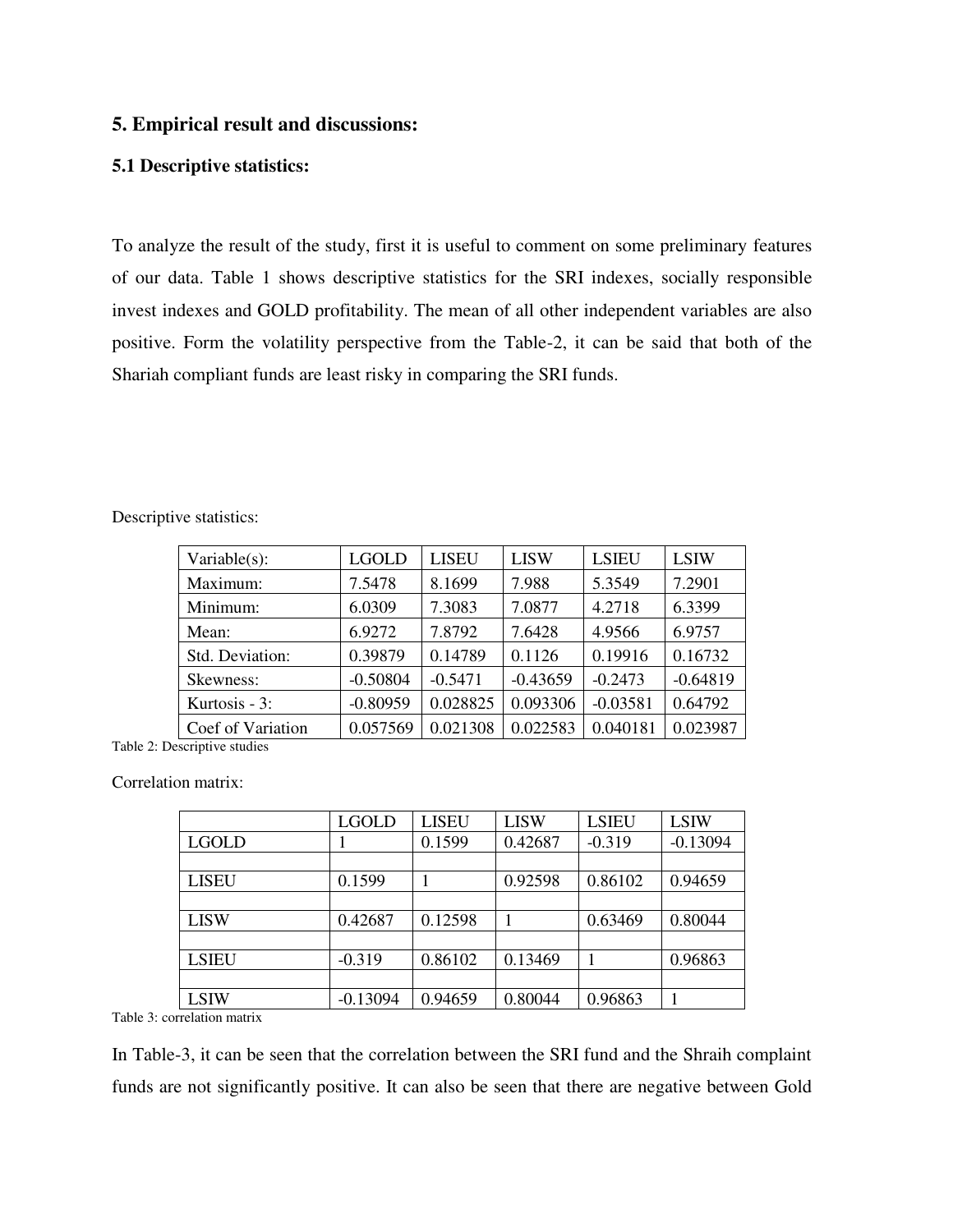## 5. Empirical result and discussions:

### 5.1 Descriptive statistics:

To analyze the result of the study, first it is useful to comment on some preliminary features of our data. Table 1 shows descriptive statistics for the SRI indexes, socially responsible invest indexes and GOLD profitability. The mean of all other independent variables are also positive. Form the volatility perspective from the Table-2, it can be said that both of the Shariah compliant funds are least risky in comparing the SRI funds.

Descriptive statistics:

| Variable(s): | LGOLD | LISEU | LISW | LSIEU | LSIW |
|---|---|---|---|---|---|
| Maximum: | 7.5478 | 8.1699 | 7.988 | 5.3549 | 7.2901 |
| Minimum: | 6.0309 | 7.3083 | 7.0877 | 4.2718 | 6.3399 |
| Mean: | 6.9272 | 7.8792 | 7.6428 | 4.9566 | 6.9757 |
| Std. Deviation: | 0.39879 | 0.14789 | 0.1126 | 0.19916 | 0.16732 |
| Skewness: | -0.50804 | -0.5471 | -0.43659 | -0.2473 | -0.64819 |
| Kurtosis - 3: | -0.80959 | 0.028825 | 0.093306 | -0.03581 | 0.64792 |
| Coef of Variation | 0.057569 | 0.021308 | 0.022583 | 0.040181 | 0.023987 |

Table 2: Descriptive studies

Correlation matrix:

| | LGOLD | LISEU | LISW | LSIEU | LSIW |
|---|---|---|---|---|---|
| LGOLD | 1 | 0.1599 | 0.42687 | -0.319 | -0.13094 |
| | | | | | |
| LISEU | 0.1599 | 1 | 0.92598 | 0.86102 | 0.94659 |
| | | | | | |
| LISW | 0.42687 | 0.12598 | 1 | 0.63469 | 0.80044 |
| | | | | | |
| LSIEU | -0.319 | 0.86102 | 0.13469 | 1 | 0.96863 |
| | | | | | |
| LSIW | -0.13094 | 0.94659 | 0.80044 | 0.96863 | 1 |

Table 3: correlation matrix

In Table-3, it can be seen that the correlation between the SRI fund and the Shraih complaint funds are not significantly positive. It can also be seen that there are negative between Gold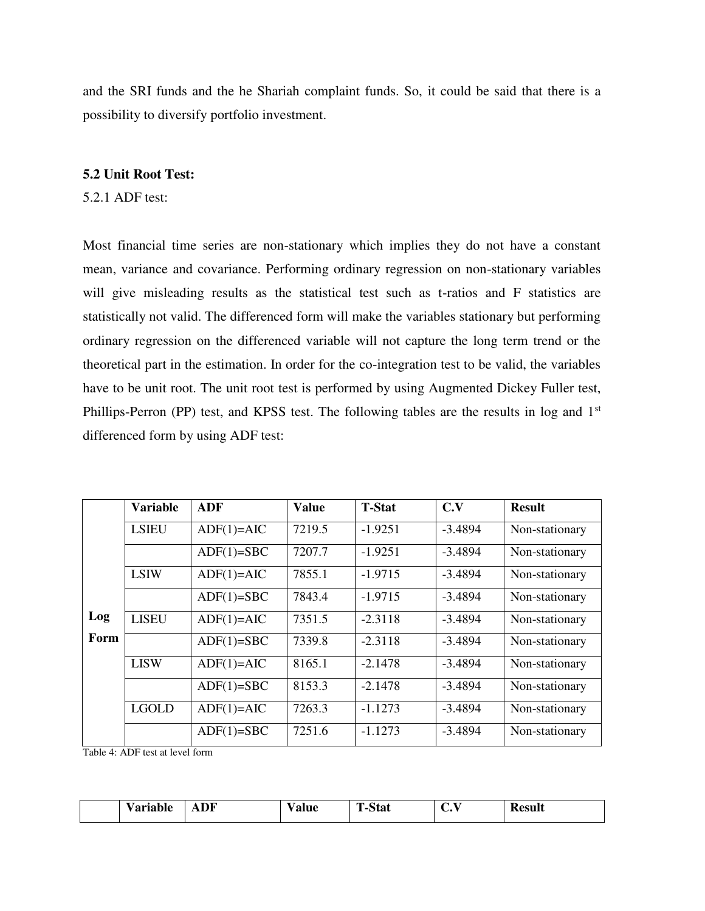and the SRI funds and the he Shariah complaint funds. So, it could be said that there is a possibility to diversify portfolio investment.

**5.2 Unit Root Test:**

5.2.1 ADF test:

Most financial time series are non-stationary which implies they do not have a constant mean, variance and covariance. Performing ordinary regression on non-stationary variables will give misleading results as the statistical test such as t-ratios and F statistics are statistically not valid. The differenced form will make the variables stationary but performing ordinary regression on the differenced variable will not capture the long term trend or the theoretical part in the estimation. In order for the co-integration test to be valid, the variables have to be unit root. The unit root test is performed by using Augmented Dickey Fuller test, Phillips-Perron (PP) test, and KPSS test. The following tables are the results in log and 1st differenced form by using ADF test:

| | **Variable** | **ADF** | **Value** | **T-Stat** | **C.V** | **Result** |
|---|---|---|---|---|---|---|
| **Log Form** | LSIEU | ADF(1)=AIC | 7219.5 | -1.9251 | -3.4894 | Non-stationary |
| | | ADF(1)=SBC | 7207.7 | -1.9251 | -3.4894 | Non-stationary |
| | LSIW | ADF(1)=AIC | 7855.1 | -1.9715 | -3.4894 | Non-stationary |
| | | ADF(1)=SBC | 7843.4 | -1.9715 | -3.4894 | Non-stationary |
| | LISEU | ADF(1)=AIC | 7351.5 | -2.3118 | -3.4894 | Non-stationary |
| | | ADF(1)=SBC | 7339.8 | -2.3118 | -3.4894 | Non-stationary |
| | LISW | ADF(1)=AIC | 8165.1 | -2.1478 | -3.4894 | Non-stationary |
| | | ADF(1)=SBC | 8153.3 | -2.1478 | -3.4894 | Non-stationary |
| | LGOLD | ADF(1)=AIC | 7263.3 | -1.1273 | -3.4894 | Non-stationary |
| | | ADF(1)=SBC | 7251.6 | -1.1273 | -3.4894 | Non-stationary |

Table 4: ADF test at level form

| | **Variable** | **ADF** | **Value** | **T-Stat** | **C.V** | **Result** |
|---|---|---|---|---|---|---|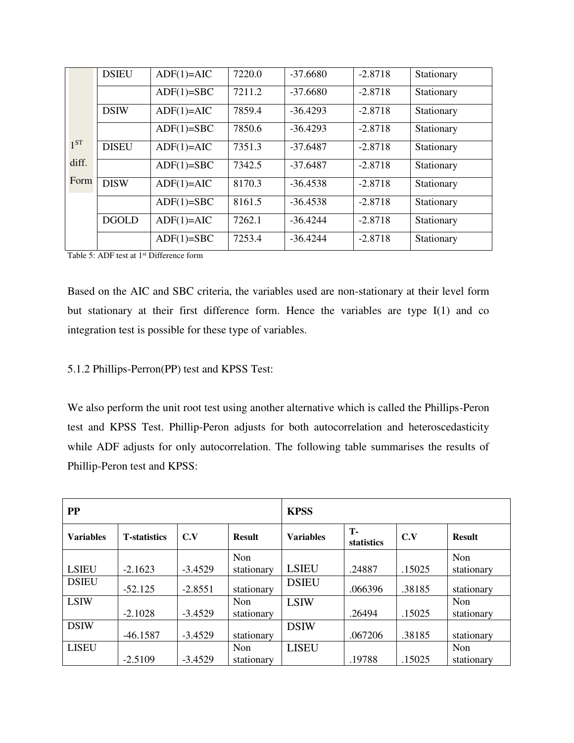| | | | | | | |
|---|---|---|---|---|---|---|
| 1[ST] diff. Form | DSIEU | ADF(1)=AIC | 7220.0 | -37.6680 | -2.8718 | Stationary |
| | | ADF(1)=SBC | 7211.2 | -37.6680 | -2.8718 | Stationary |
| | DSIW | ADF(1)=AIC | 7859.4 | -36.4293 | -2.8718 | Stationary |
| | | ADF(1)=SBC | 7850.6 | -36.4293 | -2.8718 | Stationary |
| | DISEU | ADF(1)=AIC | 7351.3 | -37.6487 | -2.8718 | Stationary |
| | | ADF(1)=SBC | 7342.5 | -37.6487 | -2.8718 | Stationary |
| | DISW | ADF(1)=AIC | 8170.3 | -36.4538 | -2.8718 | Stationary |
| | | ADF(1)=SBC | 8161.5 | -36.4538 | -2.8718 | Stationary |
| | DGOLD | ADF(1)=AIC | 7262.1 | -36.4244 | -2.8718 | Stationary |
| | | ADF(1)=SBC | 7253.4 | -36.4244 | -2.8718 | Stationary |

Table 5: ADF test at 1[st] Difference form

Based on the AIC and SBC criteria, the variables used are non-stationary at their level form but stationary at their first difference form. Hence the variables are type I(1) and co integration test is possible for these type of variables.

5.1.2 Phillips-Perron(PP) test and KPSS Test:

We also perform the unit root test using another alternative which is called the Phillips-Peron test and KPSS Test. Phillip-Peron adjusts for both autocorrelation and heteroscedasticity while ADF adjusts for only autocorrelation. The following table summarises the results of Phillip-Peron test and KPSS:

| **PP** | | | | **KPSS** | | | |
|---|---|---|---|---|---|---|---|
| **Variables** | **T-statistics** | **C.V** | **Result** | **Variables** | **T-statistics** | **C.V** | **Result** |
| LSIEU | -2.1623 | -3.4529 | Non stationary | LSIEU | .24887 | .15025 | Non stationary |
| DSIEU | -52.125 | -2.8551 | stationary | DSIEU | .066396 | .38185 | stationary |
| LSIW | -2.1028 | -3.4529 | Non stationary | LSIW | .26494 | .15025 | Non stationary |
| DSIW | -46.1587 | -3.4529 | stationary | DSIW | .067206 | .38185 | stationary |
| LISEU | -2.5109 | -3.4529 | Non stationary | LISEU | .19788 | .15025 | Non stationary |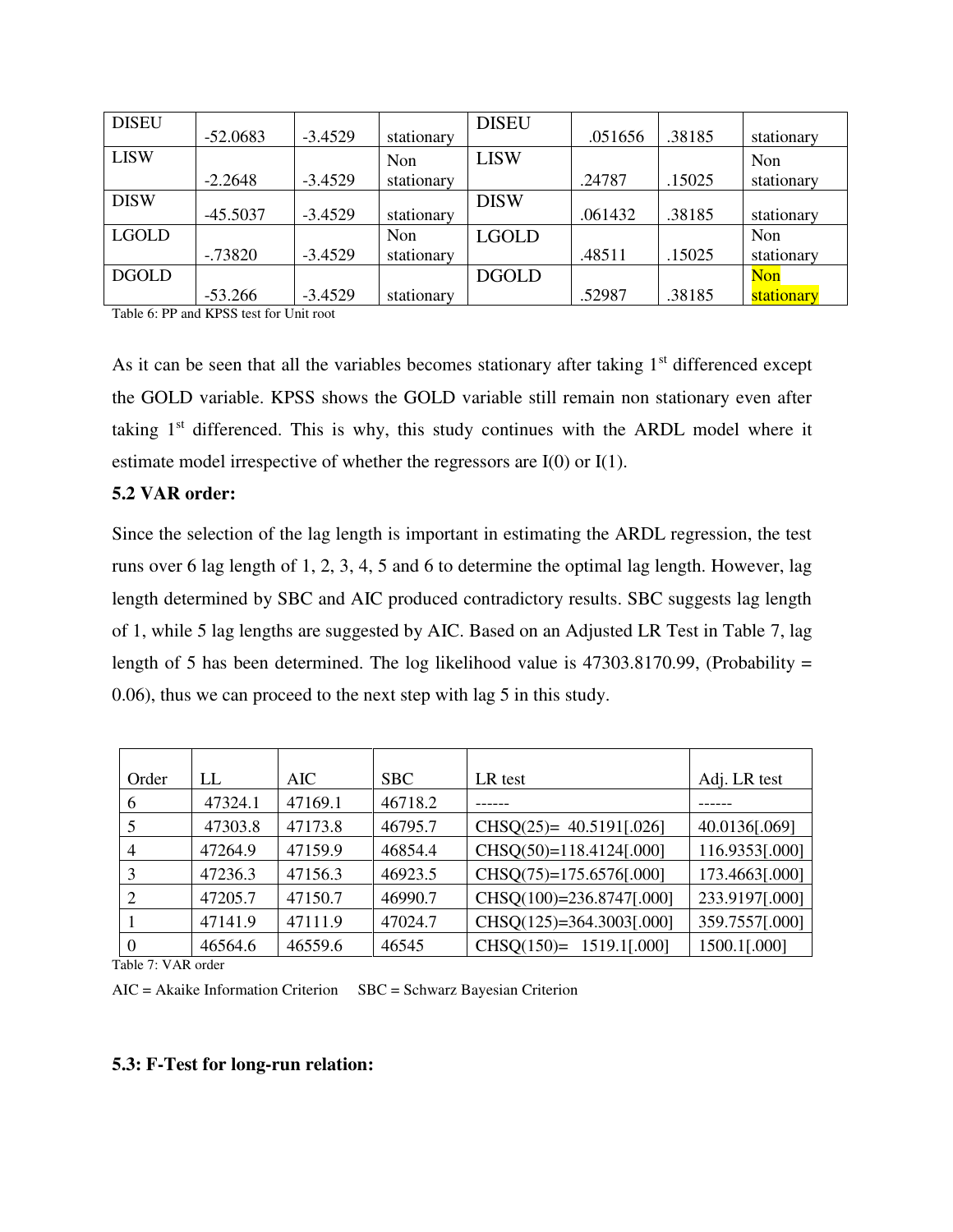| DISEU | -52.0683 | -3.4529 | stationary | DISEU | .051656 | .38185 | stationary |
|---|---|---|---|---|---|---|---|
| LISW | -2.2648 | -3.4529 | Non stationary | LISW | .24787 | .15025 | Non stationary |
| DISW | -45.5037 | -3.4529 | stationary | DISW | .061432 | .38185 | stationary |
| LGOLD | -.73820 | -3.4529 | Non stationary | LGOLD | .48511 | .15025 | Non stationary |
| DGOLD | -53.266 | -3.4529 | stationary | DGOLD | .52987 | .38185 | Non stationary |

Table 6: PP and KPSS test for Unit root

As it can be seen that all the variables becomes stationary after taking 1[st] differenced except the GOLD variable. KPSS shows the GOLD variable still remain non stationary even after taking 1[st] differenced. This is why, this study continues with the ARDL model where it estimate model irrespective of whether the regressors are I(0) or I(1).

### 5.2 VAR order:

Since the selection of the lag length is important in estimating the ARDL regression, the test runs over 6 lag length of 1, 2, 3, 4, 5 and 6 to determine the optimal lag length. However, lag length determined by SBC and AIC produced contradictory results. SBC suggests lag length of 1, while 5 lag lengths are suggested by AIC. Based on an Adjusted LR Test in Table 7, lag length of 5 has been determined. The log likelihood value is 47303.8170.99, (Probability = 0.06), thus we can proceed to the next step with lag 5 in this study.

| Order | LL | AIC | SBC | LR test | Adj. LR test |
|---|---|---|---|---|---|
| 6 | 47324.1 | 47169.1 | 46718.2 | ------ | ------ |
| 5 | 47303.8 | 47173.8 | 46795.7 | CHSQ(25)= 40.5191[.026] | 40.0136[.069] |
| 4 | 47264.9 | 47159.9 | 46854.4 | CHSQ(50)=118.4124[.000] | 116.9353[.000] |
| 3 | 47236.3 | 47156.3 | 46923.5 | CHSQ(75)=175.6576[.000] | 173.4663[.000] |
| 2 | 47205.7 | 47150.7 | 46990.7 | CHSQ(100)=236.8747[.000] | 233.9197[.000] |
| 1 | 47141.9 | 47111.9 | 47024.7 | CHSQ(125)=364.3003[.000] | 359.7557[.000] |
| 0 | 46564.6 | 46559.6 | 46545 | CHSQ(150)= 1519.1[.000] | 1500.1[.000] |

Table 7: VAR order

AIC = Akaike Information Criterion     SBC = Schwarz Bayesian Criterion

### 5.3: F-Test for long-run relation: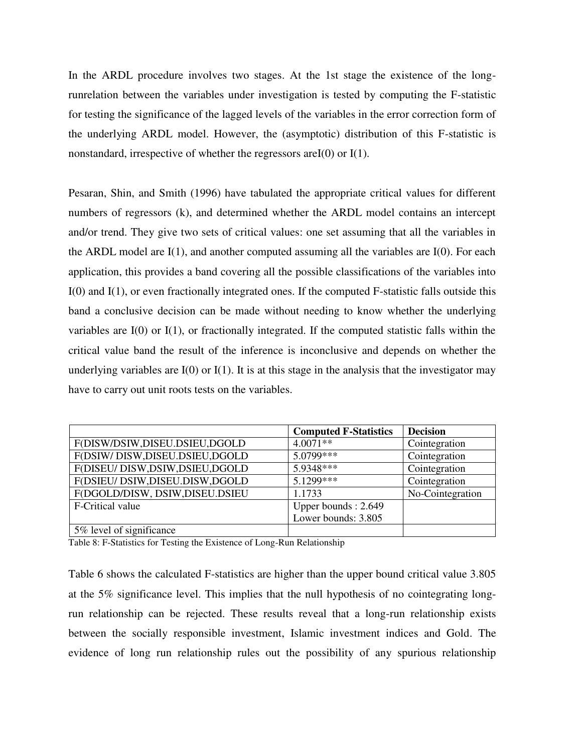In the ARDL procedure involves two stages. At the 1st stage the existence of the long-runrelation between the variables under investigation is tested by computing the F-statistic for testing the significance of the lagged levels of the variables in the error correction form of the underlying ARDL model. However, the (asymptotic) distribution of this F-statistic is nonstandard, irrespective of whether the regressors areI(0) or I(1).

Pesaran, Shin, and Smith (1996) have tabulated the appropriate critical values for different numbers of regressors (k), and determined whether the ARDL model contains an intercept and/or trend. They give two sets of critical values: one set assuming that all the variables in the ARDL model are I(1), and another computed assuming all the variables are I(0). For each application, this provides a band covering all the possible classifications of the variables into I(0) and I(1), or even fractionally integrated ones. If the computed F-statistic falls outside this band a conclusive decision can be made without needing to know whether the underlying variables are I(0) or I(1), or fractionally integrated. If the computed statistic falls within the critical value band the result of the inference is inconclusive and depends on whether the underlying variables are I(0) or I(1). It is at this stage in the analysis that the investigator may have to carry out unit roots tests on the variables.

| | **Computed F-Statistics** | **Decision** |
|---|---|---|
| F(DISW/DSIW,DISEU.DSIEU,DGOLD | 4.0071** | Cointegration |
| F(DSIW/ DISW,DISEU.DSIEU,DGOLD | 5.0799*** | Cointegration |
| F(DISEU/ DISW,DSIW,DSIEU,DGOLD | 5.9348*** | Cointegration |
| F(DSIEU/ DSIW,DISEU.DISW,DGOLD | 5.1299*** | Cointegration |
| F(DGOLD/DISW, DSIW,DISEU.DSIEU | 1.1733 | No-Cointegration |
| F-Critical value | Upper bounds : 2.649<br>Lower bounds: 3.805 | |
| 5% level of significance | | |

Table 8: F-Statistics for Testing the Existence of Long-Run Relationship

Table 6 shows the calculated F-statistics are higher than the upper bound critical value 3.805 at the 5% significance level. This implies that the null hypothesis of no cointegrating long-run relationship can be rejected. These results reveal that a long-run relationship exists between the socially responsible investment, Islamic investment indices and Gold. The evidence of long run relationship rules out the possibility of any spurious relationship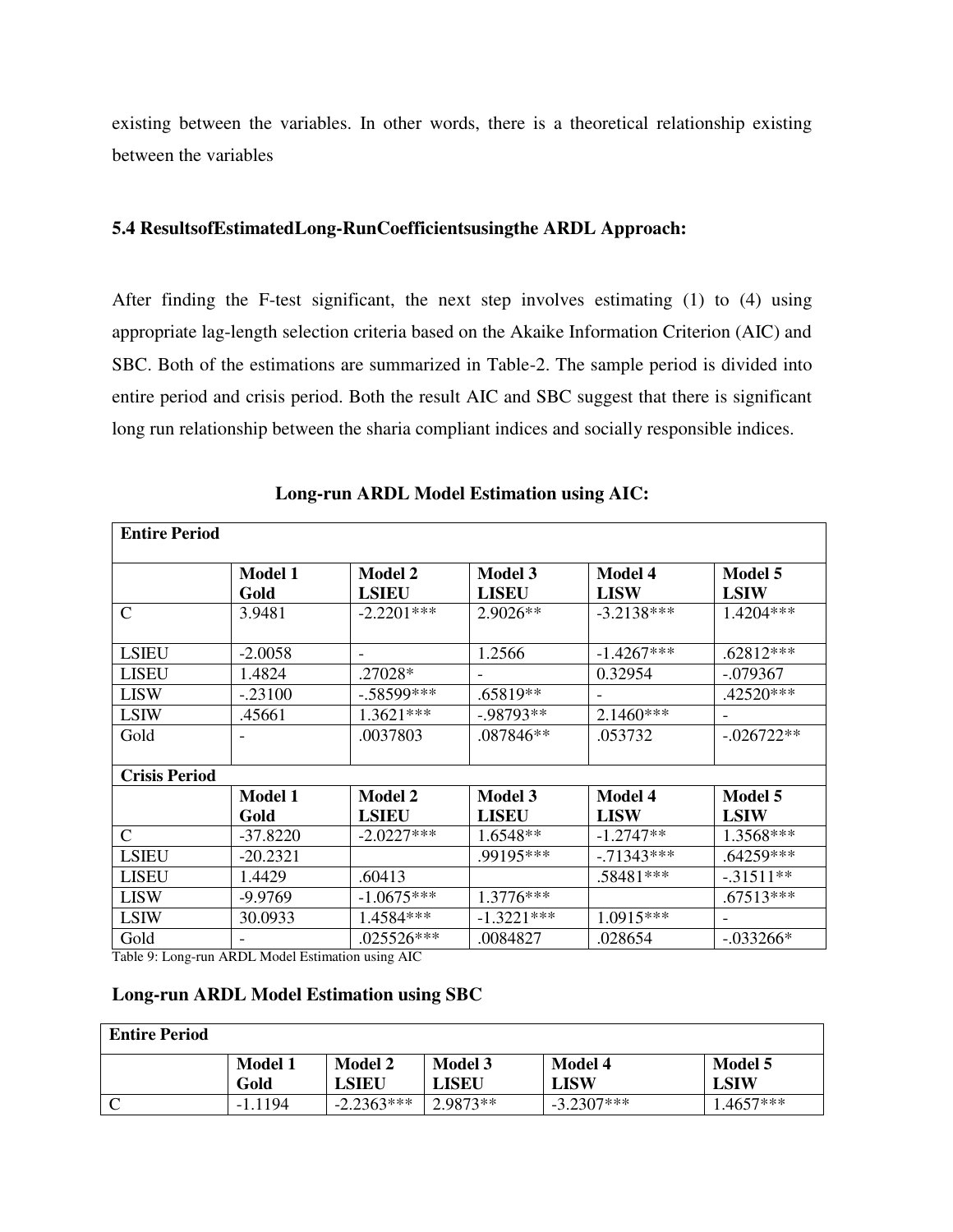existing between the variables. In other words, there is a theoretical relationship existing between the variables

### 5.4 ResultsofEstimatedLong-RunCoefficientsusingthe ARDL Approach:

After finding the F-test significant, the next step involves estimating (1) to (4) using appropriate lag-length selection criteria based on the Akaike Information Criterion (AIC) and SBC. Both of the estimations are summarized in Table-2. The sample period is divided into entire period and crisis period. Both the result AIC and SBC suggest that there is significant long run relationship between the sharia compliant indices and socially responsible indices.

**Long-run ARDL Model Estimation using AIC:**

| **Entire Period** | | | | | |
|---|---|---|---|---|---|
| | **Model 1 Gold** | **Model 2 LSIEU** | **Model 3 LISEU** | **Model 4 LISW** | **Model 5 LSIW** |
| C | 3.9481 | -2.2201*** | 2.9026** | -3.2138*** | 1.4204*** |
| LSIEU | -2.0058 | - | 1.2566 | -1.4267*** | .62812*** |
| LISEU | 1.4824 | .27028* | - | 0.32954 | -.079367 |
| LISW | -.23100 | -.58599*** | .65819** | - | .42520*** |
| LSIW | .45661 | 1.3621*** | -.98793** | 2.1460*** | - |
| Gold | - | .0037803 | .087846** | .053732 | -.026722** |
| **Crisis Period** | | | | | |
| | **Model 1 Gold** | **Model 2 LSIEU** | **Model 3 LISEU** | **Model 4 LISW** | **Model 5 LSIW** |
| C | -37.8220 | -2.0227*** | 1.6548** | -1.2747** | 1.3568*** |
| LSIEU | -20.2321 | | .99195*** | -.71343*** | .64259*** |
| LISEU | 1.4429 | .60413 | | .58481*** | -.31511** |
| LISW | -9.9769 | -1.0675*** | 1.3776*** | | .67513*** |
| LSIW | 30.0933 | 1.4584*** | -1.3221*** | 1.0915*** | - |
| Gold | - | .025526*** | .0084827 | .028654 | -.033266* |

Table 9: Long-run ARDL Model Estimation using AIC

**Long-run ARDL Model Estimation using SBC**

| **Entire Period** | | | | | |
|---|---|---|---|---|---|
| | **Model 1 Gold** | **Model 2 LSIEU** | **Model 3 LISEU** | **Model 4 LISW** | **Model 5 LSIW** |
| C | -1.1194 | -2.2363*** | 2.9873** | -3.2307*** | 1.4657*** |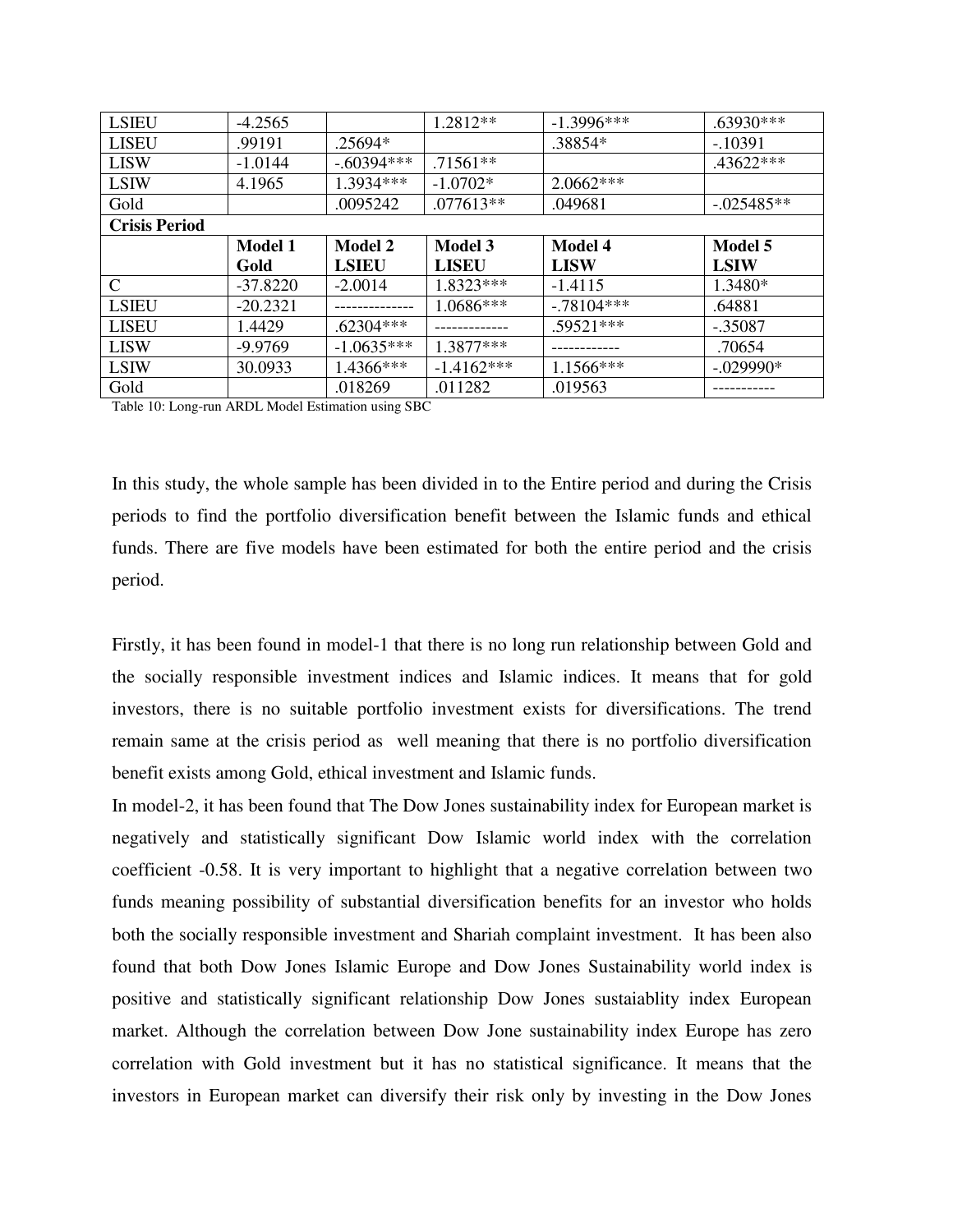| | | | | | |
|---|---|---|---|---|---|
| LSIEU | -4.2565 | | 1.2812** | -1.3996*** | .63930*** |
| LISEU | .99191 | .25694* | | .38854* | -.10391 |
| LISW | -1.0144 | -.60394*** | .71561** | | .43622*** |
| LSIW | 4.1965 | 1.3934*** | -1.0702* | 2.0662*** | |
| Gold | | .0095242 | .077613** | .049681 | -.025485** |
| **Crisis Period** | | | | | |
| | **Model 1 Gold** | **Model 2 LSIEU** | **Model 3 LISEU** | **Model 4 LISW** | **Model 5 LSIW** |
| C | -37.8220 | -2.0014 | 1.8323*** | -1.4115 | 1.3480* |
| LSIEU | -20.2321 | -------------- | 1.0686*** | -.78104*** | .64881 |
| LISEU | 1.4429 | .62304*** | ------------- | .59521*** | -.35087 |
| LISW | -9.9769 | -1.0635*** | 1.3877*** | ------------ | .70654 |
| LSIW | 30.0933 | 1.4366*** | -1.4162*** | 1.1566*** | -.029990* |
| Gold | | .018269 | .011282 | .019563 | ----------- |

Table 10: Long-run ARDL Model Estimation using SBC

In this study, the whole sample has been divided in to the Entire period and during the Crisis periods to find the portfolio diversification benefit between the Islamic funds and ethical funds. There are five models have been estimated for both the entire period and the crisis period.

Firstly, it has been found in model-1 that there is no long run relationship between Gold and the socially responsible investment indices and Islamic indices. It means that for gold investors, there is no suitable portfolio investment exists for diversifications. The trend remain same at the crisis period as well meaning that there is no portfolio diversification benefit exists among Gold, ethical investment and Islamic funds.

In model-2, it has been found that The Dow Jones sustainability index for European market is negatively and statistically significant Dow Islamic world index with the correlation coefficient -0.58. It is very important to highlight that a negative correlation between two funds meaning possibility of substantial diversification benefits for an investor who holds both the socially responsible investment and Shariah complaint investment. It has been also found that both Dow Jones Islamic Europe and Dow Jones Sustainability world index is positive and statistically significant relationship Dow Jones sustaiablity index European market. Although the correlation between Dow Jone sustainability index Europe has zero correlation with Gold investment but it has no statistical significance. It means that the investors in European market can diversify their risk only by investing in the Dow Jones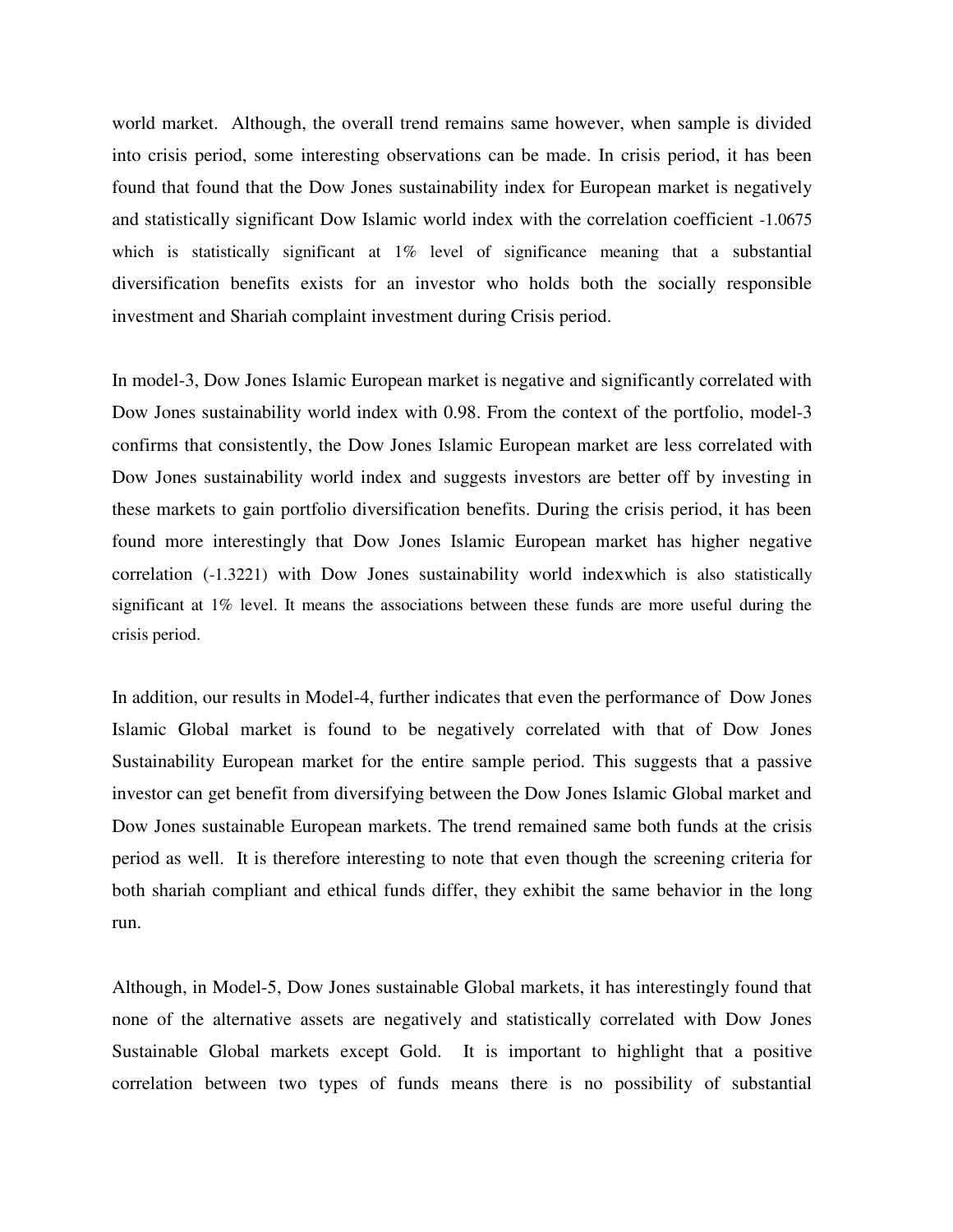world market. Although, the overall trend remains same however, when sample is divided into crisis period, some interesting observations can be made. In crisis period, it has been found that found that the Dow Jones sustainability index for European market is negatively and statistically significant Dow Islamic world index with the correlation coefficient -1.0675 which is statistically significant at 1% level of significance meaning that a substantial diversification benefits exists for an investor who holds both the socially responsible investment and Shariah complaint investment during Crisis period.

In model-3, Dow Jones Islamic European market is negative and significantly correlated with Dow Jones sustainability world index with 0.98. From the context of the portfolio, model-3 confirms that consistently, the Dow Jones Islamic European market are less correlated with Dow Jones sustainability world index and suggests investors are better off by investing in these markets to gain portfolio diversification benefits. During the crisis period, it has been found more interestingly that Dow Jones Islamic European market has higher negative correlation (-1.3221) with Dow Jones sustainability world indexwhich is also statistically significant at 1% level. It means the associations between these funds are more useful during the crisis period.

In addition, our results in Model-4, further indicates that even the performance of Dow Jones Islamic Global market is found to be negatively correlated with that of Dow Jones Sustainability European market for the entire sample period. This suggests that a passive investor can get benefit from diversifying between the Dow Jones Islamic Global market and Dow Jones sustainable European markets. The trend remained same both funds at the crisis period as well. It is therefore interesting to note that even though the screening criteria for both shariah compliant and ethical funds differ, they exhibit the same behavior in the long run.

Although, in Model-5, Dow Jones sustainable Global markets, it has interestingly found that none of the alternative assets are negatively and statistically correlated with Dow Jones Sustainable Global markets except Gold. It is important to highlight that a positive correlation between two types of funds means there is no possibility of substantial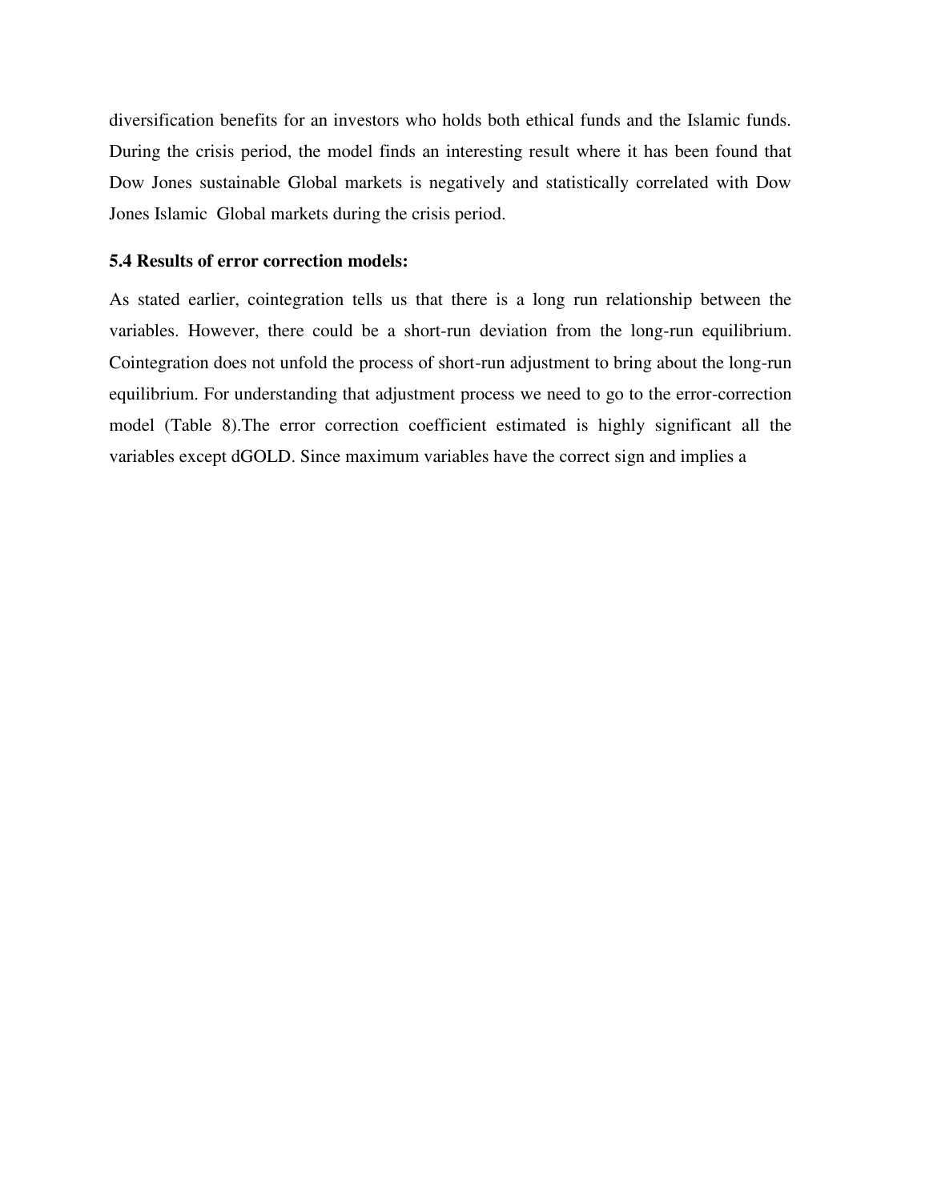diversification benefits for an investors who holds both ethical funds and the Islamic funds. During the crisis period, the model finds an interesting result where it has been found that Dow Jones sustainable Global markets is negatively and statistically correlated with Dow Jones Islamic Global markets during the crisis period.

### 5.4 Results of error correction models:

As stated earlier, cointegration tells us that there is a long run relationship between the variables. However, there could be a short-run deviation from the long-run equilibrium. Cointegration does not unfold the process of short-run adjustment to bring about the long-run equilibrium. For understanding that adjustment process we need to go to the error-correction model (Table 8).The error correction coefficient estimated is highly significant all the variables except dGOLD. Since maximum variables have the correct sign and implies a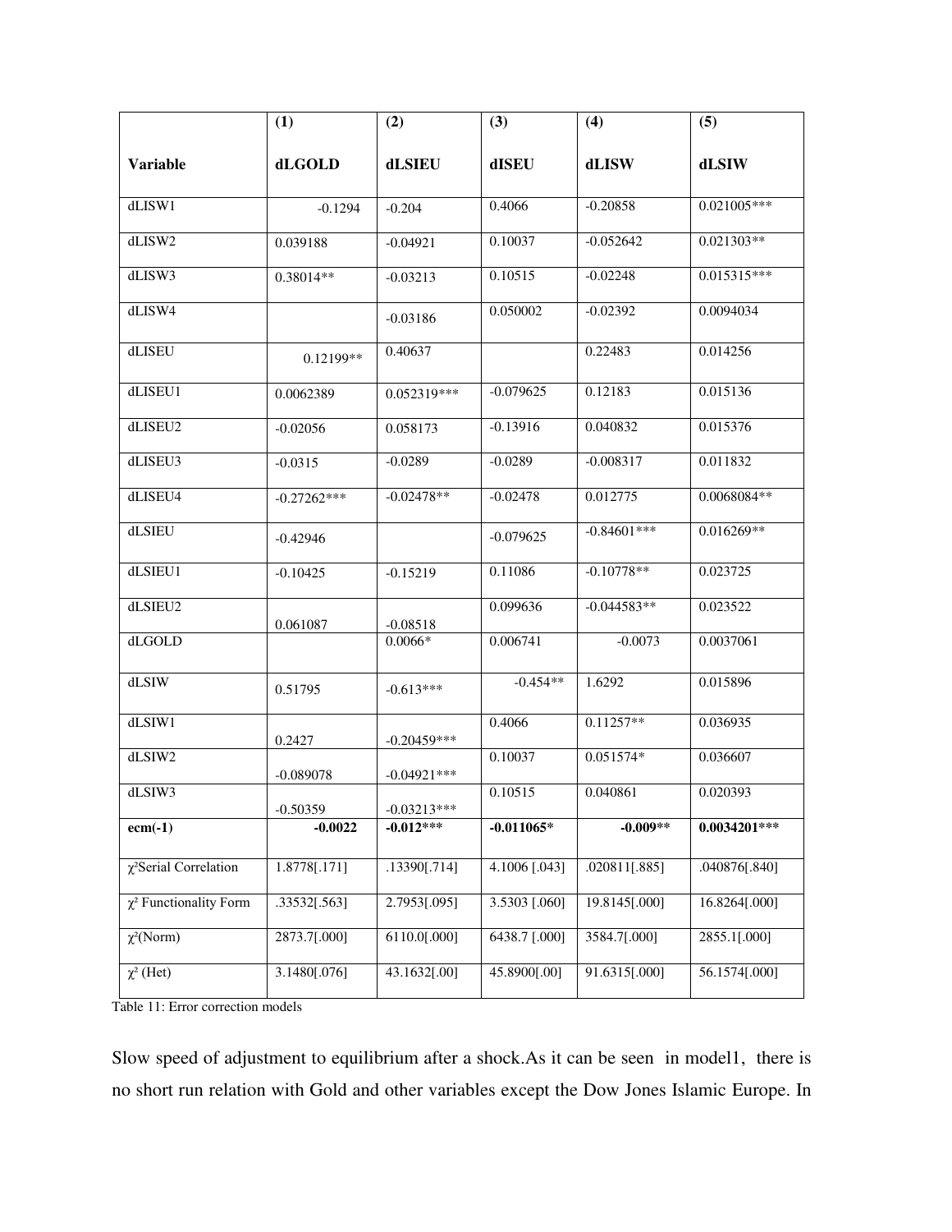| | (1) | (2) | (3) | (4) | (5) |
|---|---|---|---|---|---|
| **Variable** | **dLGOLD** | **dLSIEU** | **dISEU** | **dLISW** | **dLSIW** |
| dLISW1 | -0.1294 | -0.204 | 0.4066 | -0.20858 | 0.021005*** |
| dLISW2 | 0.039188 | -0.04921 | 0.10037 | -0.052642 | 0.021303** |
| dLISW3 | 0.38014** | -0.03213 | 0.10515 | -0.02248 | 0.015315*** |
| dLISW4 | | -0.03186 | 0.050002 | -0.02392 | 0.0094034 |
| dLISEU | 0.12199** | 0.40637 | | 0.22483 | 0.014256 |
| dLISEU1 | 0.0062389 | 0.052319*** | -0.079625 | 0.12183 | 0.015136 |
| dLISEU2 | -0.02056 | 0.058173 | -0.13916 | 0.040832 | 0.015376 |
| dLISEU3 | -0.0315 | -0.0289 | -0.0289 | -0.008317 | 0.011832 |
| dLISEU4 | -0.27262*** | -0.02478** | -0.02478 | 0.012775 | 0.0068084** |
| dLSIEU | -0.42946 | | -0.079625 | -0.84601*** | 0.016269** |
| dLSIEU1 | -0.10425 | -0.15219 | 0.11086 | -0.10778** | 0.023725 |
| dLSIEU2 | 0.061087 | -0.08518 | 0.099636 | -0.044583** | 0.023522 |
| dLGOLD | | 0.0066* | 0.006741 | -0.0073 | 0.0037061 |
| dLSIW | 0.51795 | -0.613*** | -0.454** | 1.6292 | 0.015896 |
| dLSIW1 | 0.2427 | -0.20459*** | 0.4066 | 0.11257** | 0.036935 |
| dLSIW2 | -0.089078 | -0.04921*** | 0.10037 | 0.051574* | 0.036607 |
| dLSIW3 | -0.50359 | -0.03213*** | 0.10515 | 0.040861 | 0.020393 |
| **ecm(-1)** | **-0.0022** | **-0.012*** ** | **-0.011065*** | **-0.009*** ** | **0.0034201*** ** |
| $\chi^2$Serial Correlation | 1.8778[.171] | .13390[.714] | 4.1006 [.043] | .020811[.885] | .040876[.840] |
| $\chi^2$ Functionality Form | .33532[.563] | 2.7953[.095] | 3.5303 [.060] | 19.8145[.000] | 16.8264[.000] |
| $\chi^2$(Norm) | 2873.7[.000] | 6110.0[.000] | 6438.7 [.000] | 3584.7[.000] | 2855.1[.000] |
| $\chi^2$ (Het) | 3.1480[.076] | 43.1632[.00] | 45.8900[.00] | 91.6315[.000] | 56.1574[.000] |

Table 11: Error correction models

Slow speed of adjustment to equilibrium after a shock.As it can be seen in model1, there is no short run relation with Gold and other variables except the Dow Jones Islamic Europe. In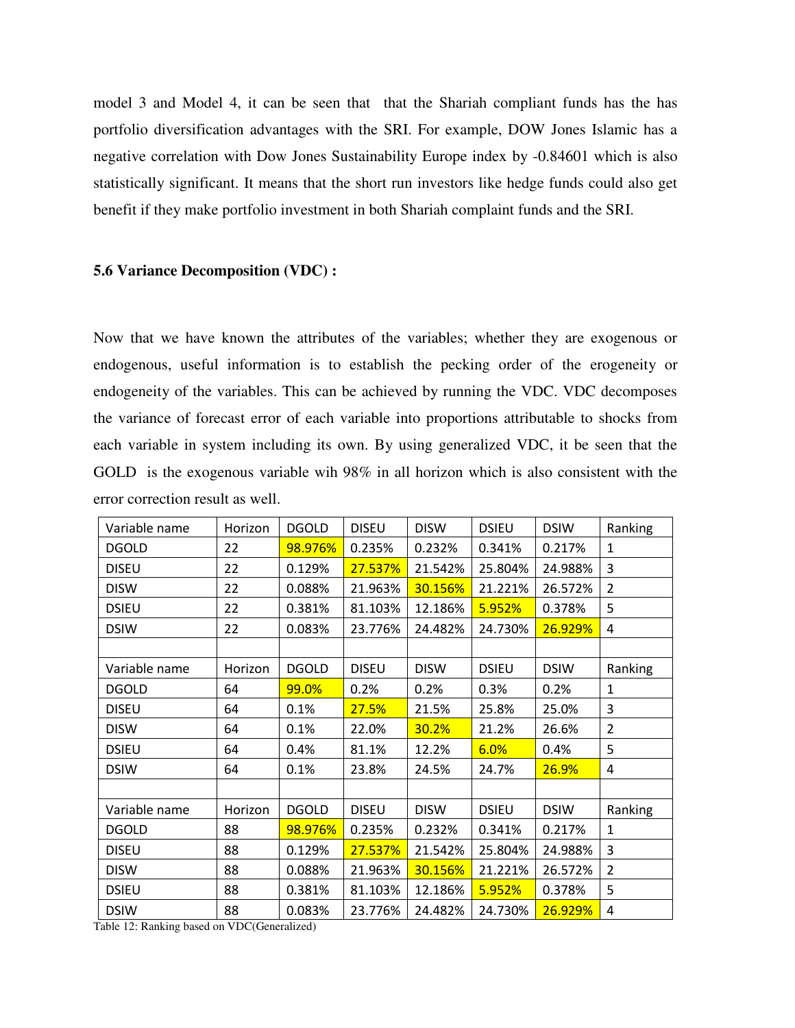model 3 and Model 4, it can be seen that that the Shariah compliant funds has the has portfolio diversification advantages with the SRI. For example, DOW Jones Islamic has a negative correlation with Dow Jones Sustainability Europe index by -0.84601 which is also statistically significant. It means that the short run investors like hedge funds could also get benefit if they make portfolio investment in both Shariah complaint funds and the SRI.

### 5.6 Variance Decomposition (VDC) :

Now that we have known the attributes of the variables; whether they are exogenous or endogenous, useful information is to establish the pecking order of the erogeneity or endogeneity of the variables. This can be achieved by running the VDC. VDC decomposes the variance of forecast error of each variable into proportions attributable to shocks from each variable in system including its own. By using generalized VDC, it be seen that the GOLD is the exogenous variable wih 98% in all horizon which is also consistent with the error correction result as well.

| Variable name | Horizon | DGOLD | DISEU | DISW | DSIEU | DSIW | Ranking |
|---|---|---|---|---|---|---|---|
| DGOLD | 22 | 98.976% | 0.235% | 0.232% | 0.341% | 0.217% | 1 |
| DISEU | 22 | 0.129% | 27.537% | 21.542% | 25.804% | 24.988% | 3 |
| DISW | 22 | 0.088% | 21.963% | 30.156% | 21.221% | 26.572% | 2 |
| DSIEU | 22 | 0.381% | 81.103% | 12.186% | 5.952% | 0.378% | 5 |
| DSIW | 22 | 0.083% | 23.776% | 24.482% | 24.730% | 26.929% | 4 |
| | | | | | | | |
| Variable name | Horizon | DGOLD | DISEU | DISW | DSIEU | DSIW | Ranking |
| DGOLD | 64 | 99.0% | 0.2% | 0.2% | 0.3% | 0.2% | 1 |
| DISEU | 64 | 0.1% | 27.5% | 21.5% | 25.8% | 25.0% | 3 |
| DISW | 64 | 0.1% | 22.0% | 30.2% | 21.2% | 26.6% | 2 |
| DSIEU | 64 | 0.4% | 81.1% | 12.2% | 6.0% | 0.4% | 5 |
| DSIW | 64 | 0.1% | 23.8% | 24.5% | 24.7% | 26.9% | 4 |
| | | | | | | | |
| Variable name | Horizon | DGOLD | DISEU | DISW | DSIEU | DSIW | Ranking |
| DGOLD | 88 | 98.976% | 0.235% | 0.232% | 0.341% | 0.217% | 1 |
| DISEU | 88 | 0.129% | 27.537% | 21.542% | 25.804% | 24.988% | 3 |
| DISW | 88 | 0.088% | 21.963% | 30.156% | 21.221% | 26.572% | 2 |
| DSIEU | 88 | 0.381% | 81.103% | 12.186% | 5.952% | 0.378% | 5 |
| DSIW | 88 | 0.083% | 23.776% | 24.482% | 24.730% | 26.929% | 4 |

Table 12: Ranking based on VDC(Generalized)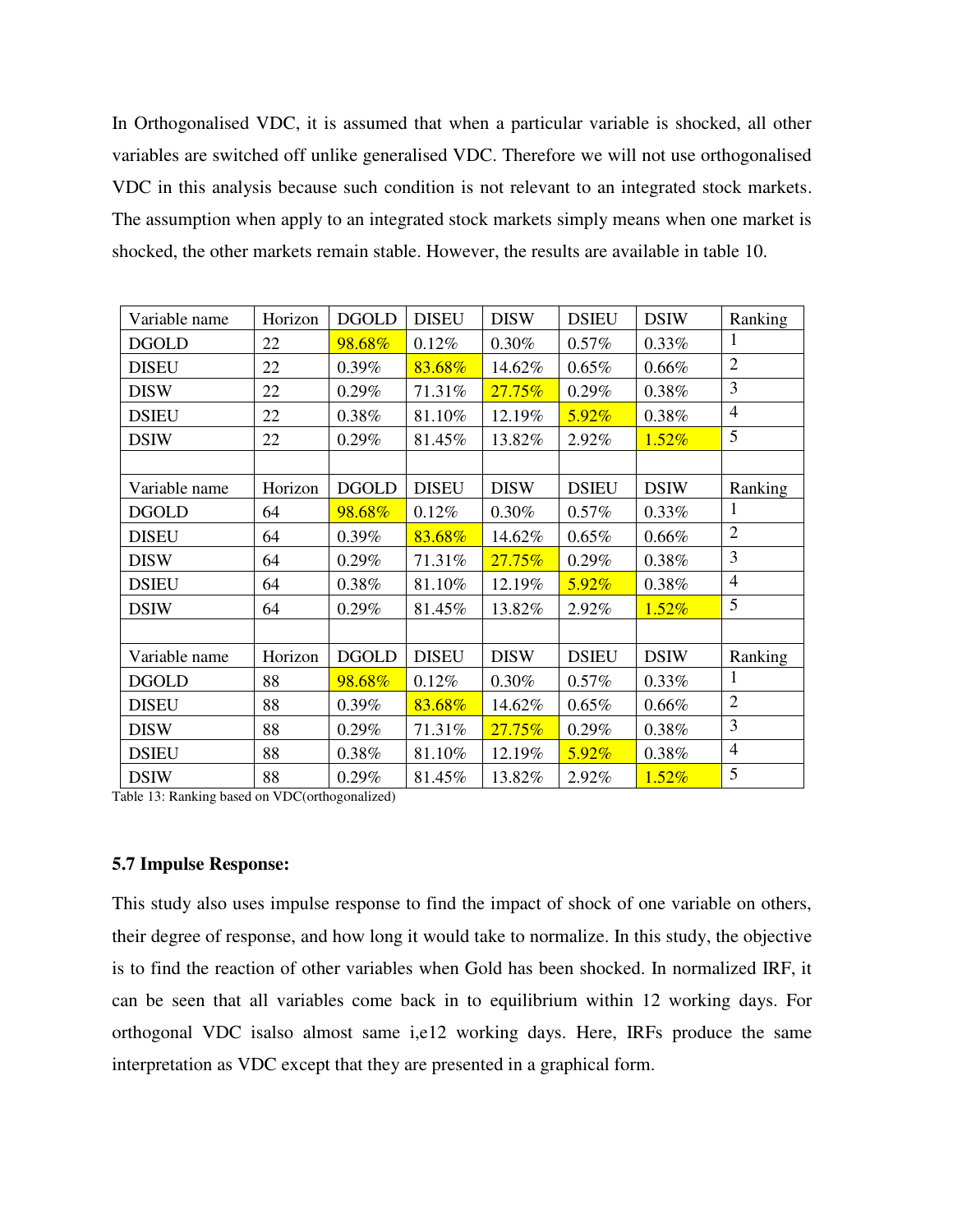In Orthogonalised VDC, it is assumed that when a particular variable is shocked, all other variables are switched off unlike generalised VDC. Therefore we will not use orthogonalised VDC in this analysis because such condition is not relevant to an integrated stock markets. The assumption when apply to an integrated stock markets simply means when one market is shocked, the other markets remain stable. However, the results are available in table 10.

| Variable name | Horizon | DGOLD | DISEU | DISW | DSIEU | DSIW | Ranking |
|---|---|---|---|---|---|---|---|
| DGOLD | 22 | 98.68% | 0.12% | 0.30% | 0.57% | 0.33% | 1 |
| DISEU | 22 | 0.39% | 83.68% | 14.62% | 0.65% | 0.66% | 2 |
| DISW | 22 | 0.29% | 71.31% | 27.75% | 0.29% | 0.38% | 3 |
| DSIEU | 22 | 0.38% | 81.10% | 12.19% | 5.92% | 0.38% | 4 |
| DSIW | 22 | 0.29% | 81.45% | 13.82% | 2.92% | 1.52% | 5 |
| | | | | | | | |
| Variable name | Horizon | DGOLD | DISEU | DISW | DSIEU | DSIW | Ranking |
| DGOLD | 64 | 98.68% | 0.12% | 0.30% | 0.57% | 0.33% | 1 |
| DISEU | 64 | 0.39% | 83.68% | 14.62% | 0.65% | 0.66% | 2 |
| DISW | 64 | 0.29% | 71.31% | 27.75% | 0.29% | 0.38% | 3 |
| DSIEU | 64 | 0.38% | 81.10% | 12.19% | 5.92% | 0.38% | 4 |
| DSIW | 64 | 0.29% | 81.45% | 13.82% | 2.92% | 1.52% | 5 |
| | | | | | | | |
| Variable name | Horizon | DGOLD | DISEU | DISW | DSIEU | DSIW | Ranking |
| DGOLD | 88 | 98.68% | 0.12% | 0.30% | 0.57% | 0.33% | 1 |
| DISEU | 88 | 0.39% | 83.68% | 14.62% | 0.65% | 0.66% | 2 |
| DISW | 88 | 0.29% | 71.31% | 27.75% | 0.29% | 0.38% | 3 |
| DSIEU | 88 | 0.38% | 81.10% | 12.19% | 5.92% | 0.38% | 4 |
| DSIW | 88 | 0.29% | 81.45% | 13.82% | 2.92% | 1.52% | 5 |

Table 13: Ranking based on VDC(orthogonalized)

### 5.7 Impulse Response:

This study also uses impulse response to find the impact of shock of one variable on others, their degree of response, and how long it would take to normalize. In this study, the objective is to find the reaction of other variables when Gold has been shocked. In normalized IRF, it can be seen that all variables come back in to equilibrium within 12 working days. For orthogonal VDC isalso almost same i,e12 working days. Here, IRFs produce the same interpretation as VDC except that they are presented in a graphical form.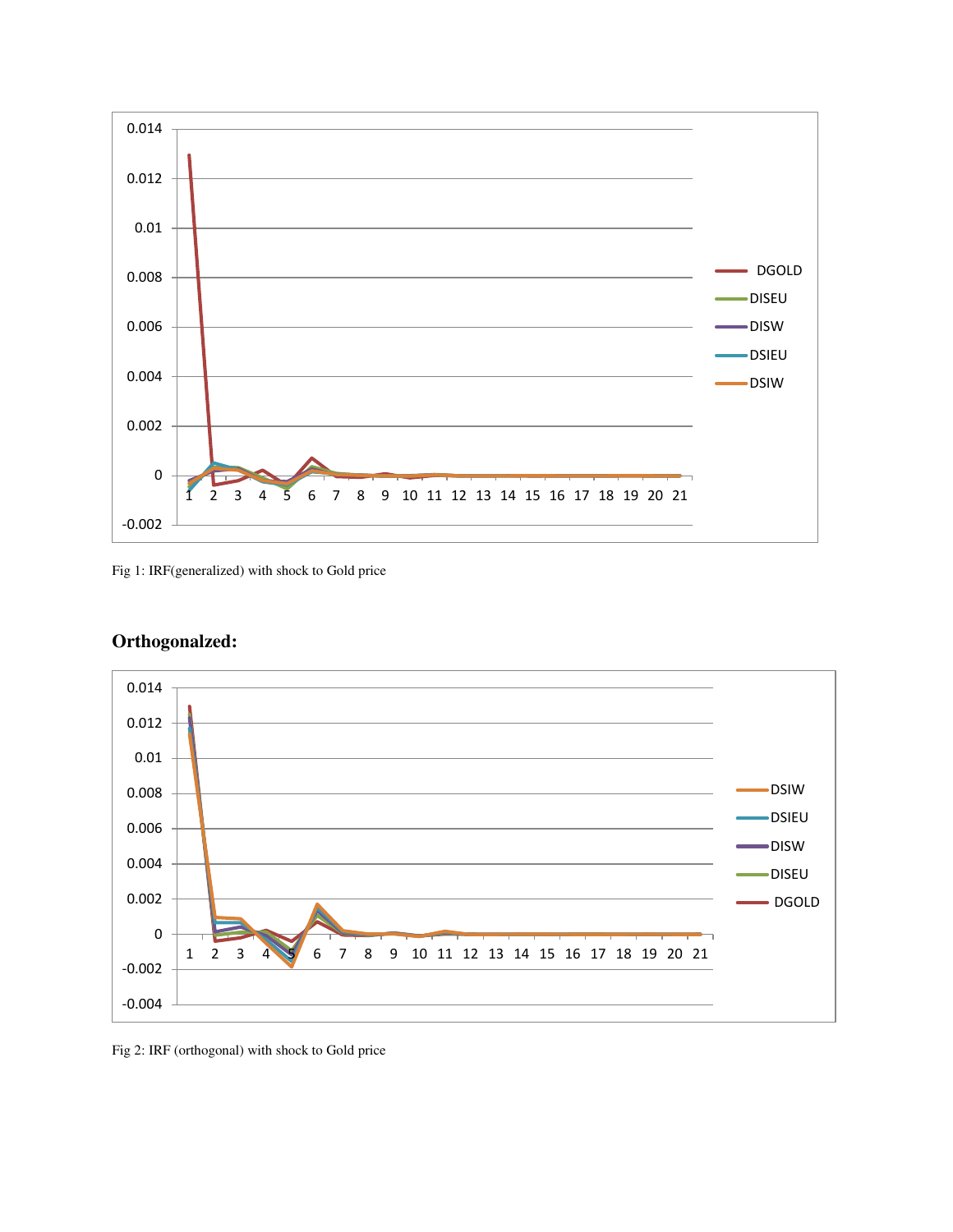Fig 1: IRF(generalized) with shock to Gold price

**Orthogonalzed:**

Fig 2: IRF (orthogonal) with shock to Gold price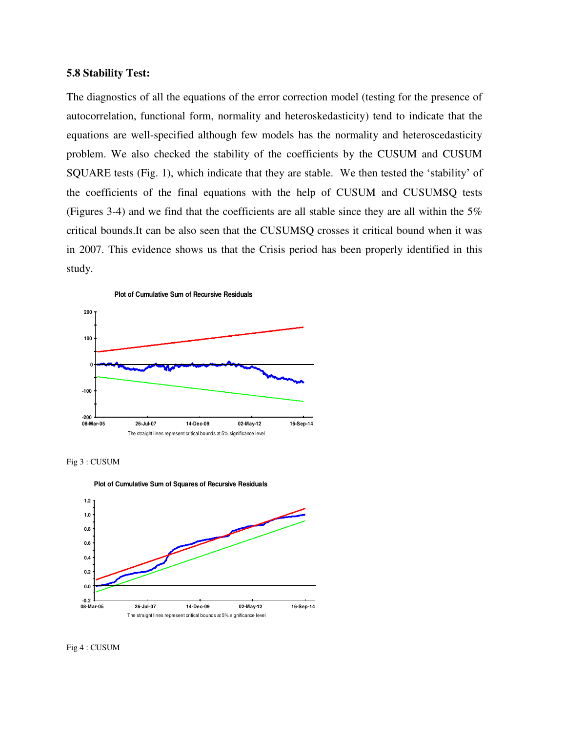### 5.8 Stability Test:

The diagnostics of all the equations of the error correction model (testing for the presence of autocorrelation, functional form, normality and heteroskedasticity) tend to indicate that the equations are well-specified although few models has the normality and heteroscedasticity problem. We also checked the stability of the coefficients by the CUSUM and CUSUM SQUARE tests (Fig. 1), which indicate that they are stable. We then tested the 'stability' of the coefficients of the final equations with the help of CUSUM and CUSUMSQ tests (Figures 3-4) and we find that the coefficients are all stable since they are all within the 5% critical bounds.It can be also seen that the CUSUMSQ crosses it critical bound when it was in 2007. This evidence shows us that the Crisis period has been properly identified in this study.

Plot of Cumulative Sum of Recursive Residuals

The straight lines represent critical bounds at 5% significance level

Fig 3 : CUSUM

Plot of Cumulative Sum of Squares of Recursive Residuals

The straight lines represent critical bounds at 5% significance level

Fig 4 : CUSUM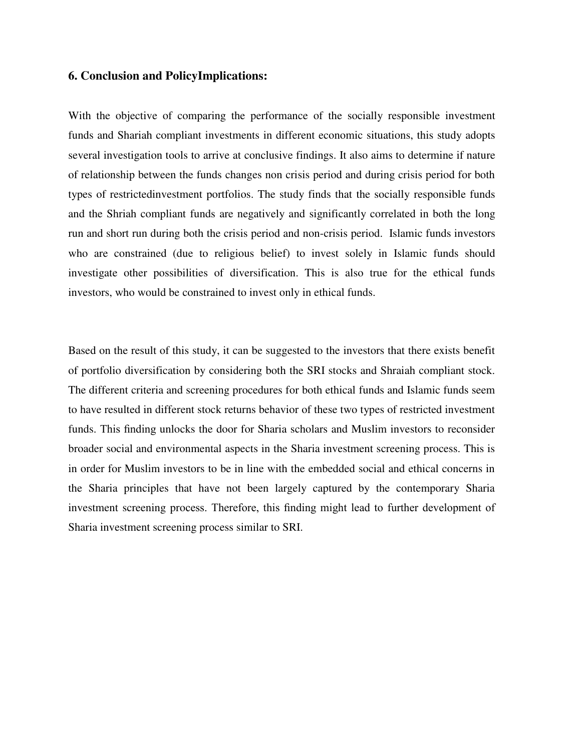## 6. Conclusion and PolicyImplications:

With the objective of comparing the performance of the socially responsible investment funds and Shariah compliant investments in different economic situations, this study adopts several investigation tools to arrive at conclusive findings. It also aims to determine if nature of relationship between the funds changes non crisis period and during crisis period for both types of restrictedinvestment portfolios. The study finds that the socially responsible funds and the Shriah compliant funds are negatively and significantly correlated in both the long run and short run during both the crisis period and non-crisis period. Islamic funds investors who are constrained (due to religious belief) to invest solely in Islamic funds should investigate other possibilities of diversification. This is also true for the ethical funds investors, who would be constrained to invest only in ethical funds.

Based on the result of this study, it can be suggested to the investors that there exists benefit of portfolio diversification by considering both the SRI stocks and Shraiah compliant stock. The different criteria and screening procedures for both ethical funds and Islamic funds seem to have resulted in different stock returns behavior of these two types of restricted investment funds. This finding unlocks the door for Sharia scholars and Muslim investors to reconsider broader social and environmental aspects in the Sharia investment screening process. This is in order for Muslim investors to be in line with the embedded social and ethical concerns in the Sharia principles that have not been largely captured by the contemporary Sharia investment screening process. Therefore, this finding might lead to further development of Sharia investment screening process similar to SRI.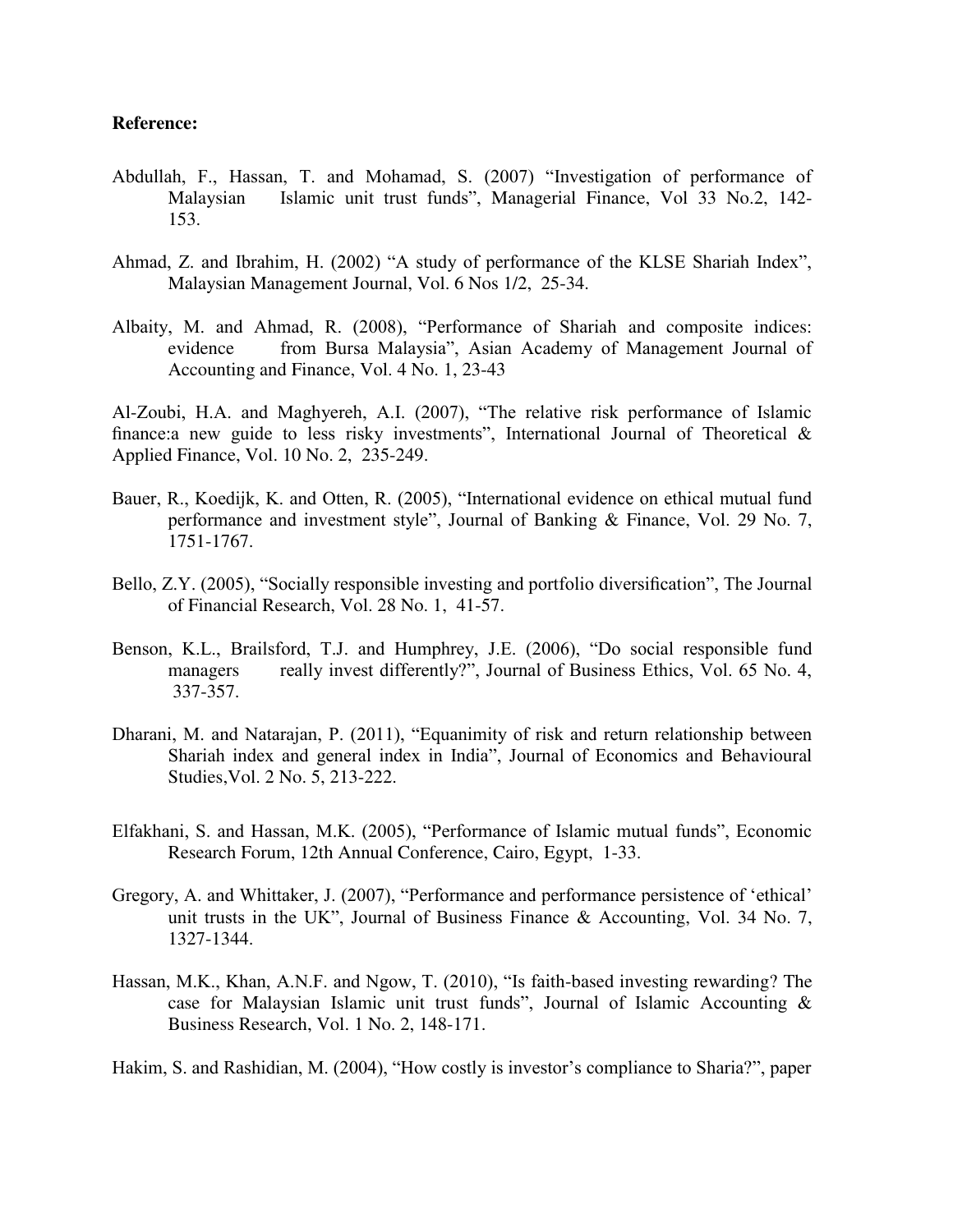**Reference:**

Abdullah, F., Hassan, T. and Mohamad, S. (2007) "Investigation of performance of Malaysian Islamic unit trust funds", Managerial Finance, Vol 33 No.2, 142-153.

Ahmad, Z. and Ibrahim, H. (2002) "A study of performance of the KLSE Shariah Index", Malaysian Management Journal, Vol. 6 Nos 1/2, 25-34.

Albaity, M. and Ahmad, R. (2008), "Performance of Shariah and composite indices: evidence from Bursa Malaysia", Asian Academy of Management Journal of Accounting and Finance, Vol. 4 No. 1, 23-43

Al-Zoubi, H.A. and Maghyereh, A.I. (2007), "The relative risk performance of Islamic finance:a new guide to less risky investments", International Journal of Theoretical & Applied Finance, Vol. 10 No. 2, 235-249.

Bauer, R., Koedijk, K. and Otten, R. (2005), "International evidence on ethical mutual fund performance and investment style", Journal of Banking & Finance, Vol. 29 No. 7, 1751-1767.

Bello, Z.Y. (2005), "Socially responsible investing and portfolio diversification", The Journal of Financial Research, Vol. 28 No. 1, 41-57.

Benson, K.L., Brailsford, T.J. and Humphrey, J.E. (2006), "Do social responsible fund managers really invest differently?", Journal of Business Ethics, Vol. 65 No. 4, 337-357.

Dharani, M. and Natarajan, P. (2011), "Equanimity of risk and return relationship between Shariah index and general index in India", Journal of Economics and Behavioural Studies,Vol. 2 No. 5, 213-222.

Elfakhani, S. and Hassan, M.K. (2005), "Performance of Islamic mutual funds", Economic Research Forum, 12th Annual Conference, Cairo, Egypt, 1-33.

Gregory, A. and Whittaker, J. (2007), "Performance and performance persistence of 'ethical' unit trusts in the UK", Journal of Business Finance & Accounting, Vol. 34 No. 7, 1327-1344.

Hassan, M.K., Khan, A.N.F. and Ngow, T. (2010), "Is faith-based investing rewarding? The case for Malaysian Islamic unit trust funds", Journal of Islamic Accounting & Business Research, Vol. 1 No. 2, 148-171.

Hakim, S. and Rashidian, M. (2004), "How costly is investor's compliance to Sharia?", paper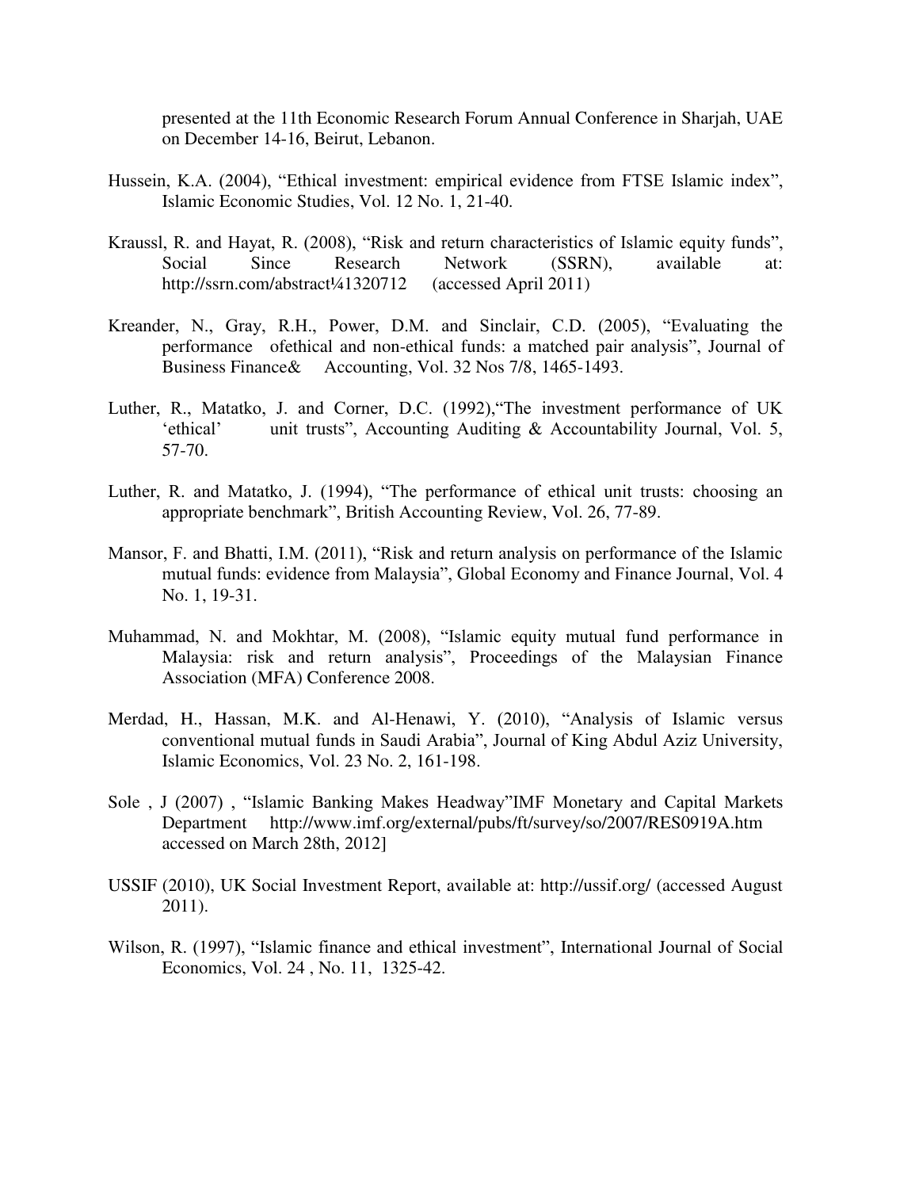presented at the 11th Economic Research Forum Annual Conference in Sharjah, UAE on December 14-16, Beirut, Lebanon.

Hussein, K.A. (2004), "Ethical investment: empirical evidence from FTSE Islamic index", Islamic Economic Studies, Vol. 12 No. 1, 21-40.

Kraussl, R. and Hayat, R. (2008), "Risk and return characteristics of Islamic equity funds", Social Since Research Network (SSRN), available at: http://ssrn.com/abstract¼1320712 (accessed April 2011)

Kreander, N., Gray, R.H., Power, D.M. and Sinclair, C.D. (2005), "Evaluating the performance ofethical and non-ethical funds: a matched pair analysis", Journal of Business Finance& Accounting, Vol. 32 Nos 7/8, 1465-1493.

Luther, R., Matatko, J. and Corner, D.C. (1992),"The investment performance of UK 'ethical' unit trusts", Accounting Auditing & Accountability Journal, Vol. 5, 57-70.

Luther, R. and Matatko, J. (1994), "The performance of ethical unit trusts: choosing an appropriate benchmark", British Accounting Review, Vol. 26, 77-89.

Mansor, F. and Bhatti, I.M. (2011), "Risk and return analysis on performance of the Islamic mutual funds: evidence from Malaysia", Global Economy and Finance Journal, Vol. 4 No. 1, 19-31.

Muhammad, N. and Mokhtar, M. (2008), "Islamic equity mutual fund performance in Malaysia: risk and return analysis", Proceedings of the Malaysian Finance Association (MFA) Conference 2008.

Merdad, H., Hassan, M.K. and Al-Henawi, Y. (2010), "Analysis of Islamic versus conventional mutual funds in Saudi Arabia", Journal of King Abdul Aziz University, Islamic Economics, Vol. 23 No. 2, 161-198.

Sole , J (2007) , "Islamic Banking Makes Headway"IMF Monetary and Capital Markets Department http://www.imf.org/external/pubs/ft/survey/so/2007/RES0919A.htm accessed on March 28th, 2012]

USSIF (2010), UK Social Investment Report, available at: http://ussif.org/ (accessed August 2011).

Wilson, R. (1997), "Islamic finance and ethical investment", International Journal of Social Economics, Vol. 24 , No. 11, 1325-42.